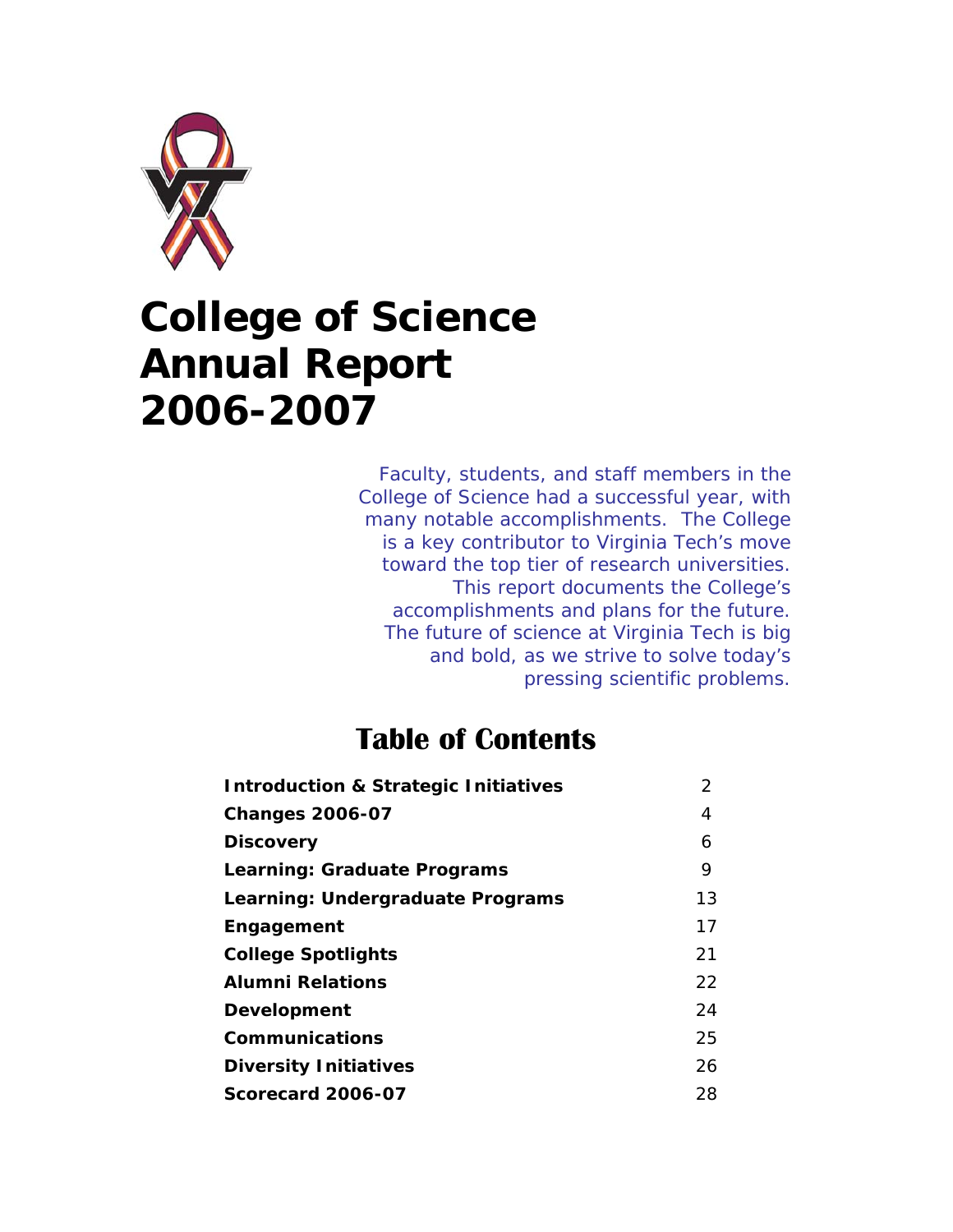# College of Science Annual Report 2006-2007

*Faculty, students, and staff members in the College of Science had a successful year, with many notable accomplishments. The College is a key contributor to Virginia Tech's move toward the top tier of research universities. This report documents the College's accomplishments and plans for the future. The future of science at Virginia Tech is big and bold, as we strive to solve today's pressing scientific problems.*

## Table of Contents

| | |
|---|---|
| **Introduction & Strategic Initiatives** | 2 |
| **Changes 2006-07** | 4 |
| **Discovery** | 6 |
| **Learning: Graduate Programs** | 9 |
| **Learning: Undergraduate Programs** | 13 |
| **Engagement** | 17 |
| **College Spotlights** | 21 |
| **Alumni Relations** | 22 |
| **Development** | 24 |
| **Communications** | 25 |
| **Diversity Initiatives** | 26 |
| **Scorecard 2006-07** | 28 |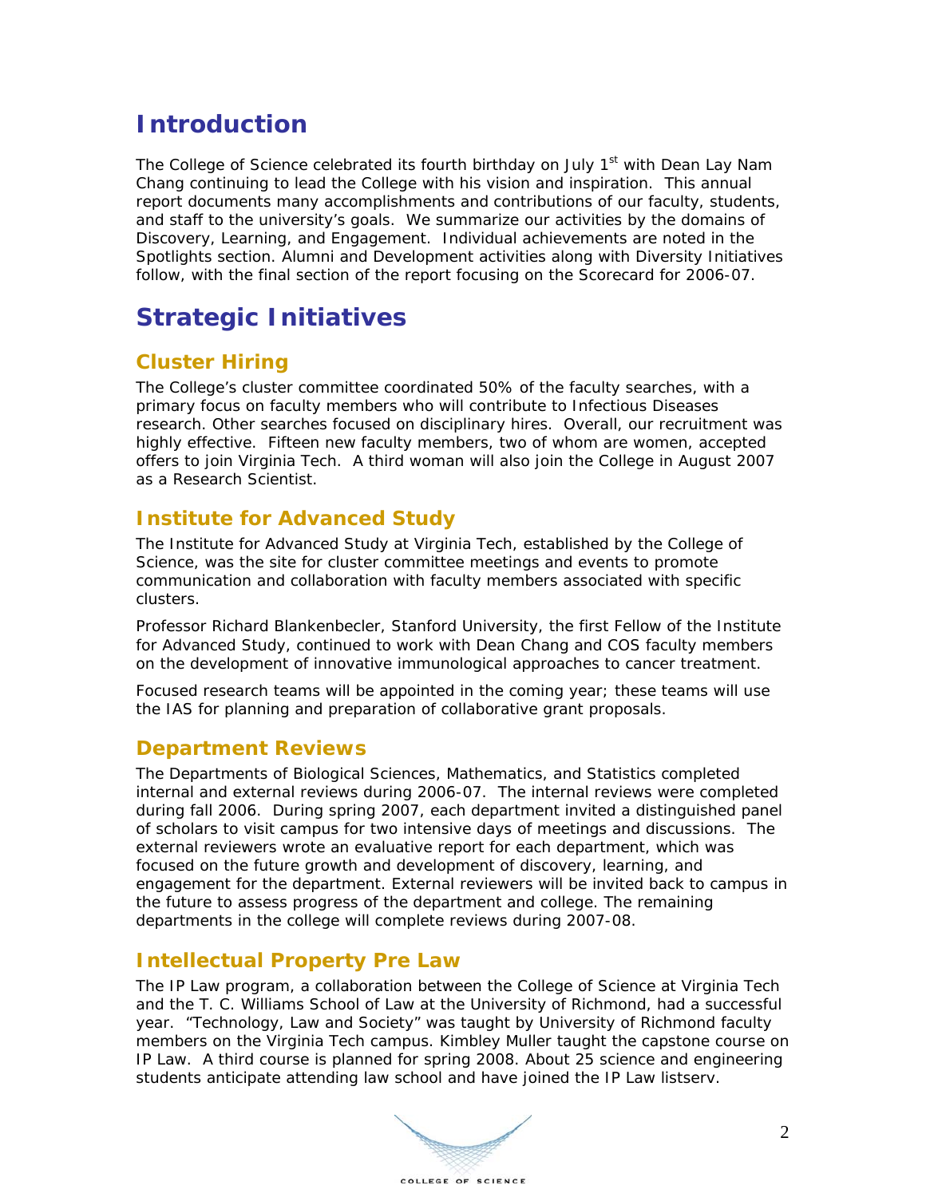# Introduction

The College of Science celebrated its fourth birthday on July 1st with Dean Lay Nam Chang continuing to lead the College with his vision and inspiration. This annual report documents many accomplishments and contributions of our faculty, students, and staff to the university's goals. We summarize our activities by the domains of Discovery, Learning, and Engagement. Individual achievements are noted in the Spotlights section. Alumni and Development activities along with Diversity Initiatives follow, with the final section of the report focusing on the Scorecard for 2006-07.

# Strategic Initiatives

## Cluster Hiring

The College's cluster committee coordinated 50% of the faculty searches, with a primary focus on faculty members who will contribute to Infectious Diseases research. Other searches focused on disciplinary hires. Overall, our recruitment was highly effective. Fifteen new faculty members, two of whom are women, accepted offers to join Virginia Tech. A third woman will also join the College in August 2007 as a Research Scientist.

## Institute for Advanced Study

The Institute for Advanced Study at Virginia Tech, established by the College of Science, was the site for cluster committee meetings and events to promote communication and collaboration with faculty members associated with specific clusters.

Professor Richard Blankenbecler, Stanford University, the first Fellow of the Institute for Advanced Study, continued to work with Dean Chang and COS faculty members on the development of innovative immunological approaches to cancer treatment.

Focused research teams will be appointed in the coming year; these teams will use the IAS for planning and preparation of collaborative grant proposals.

## Department Reviews

The Departments of Biological Sciences, Mathematics, and Statistics completed internal and external reviews during 2006-07. The internal reviews were completed during fall 2006. During spring 2007, each department invited a distinguished panel of scholars to visit campus for two intensive days of meetings and discussions. The external reviewers wrote an evaluative report for each department, which was focused on the future growth and development of discovery, learning, and engagement for the department. External reviewers will be invited back to campus in the future to assess progress of the department and college. The remaining departments in the college will complete reviews during 2007-08.

## Intellectual Property Pre Law

The IP Law program, a collaboration between the College of Science at Virginia Tech and the T. C. Williams School of Law at the University of Richmond, had a successful year. "Technology, Law and Society" was taught by University of Richmond faculty members on the Virginia Tech campus. Kimbley Muller taught the capstone course on IP Law. A third course is planned for spring 2008. About 25 science and engineering students anticipate attending law school and have joined the IP Law listserv.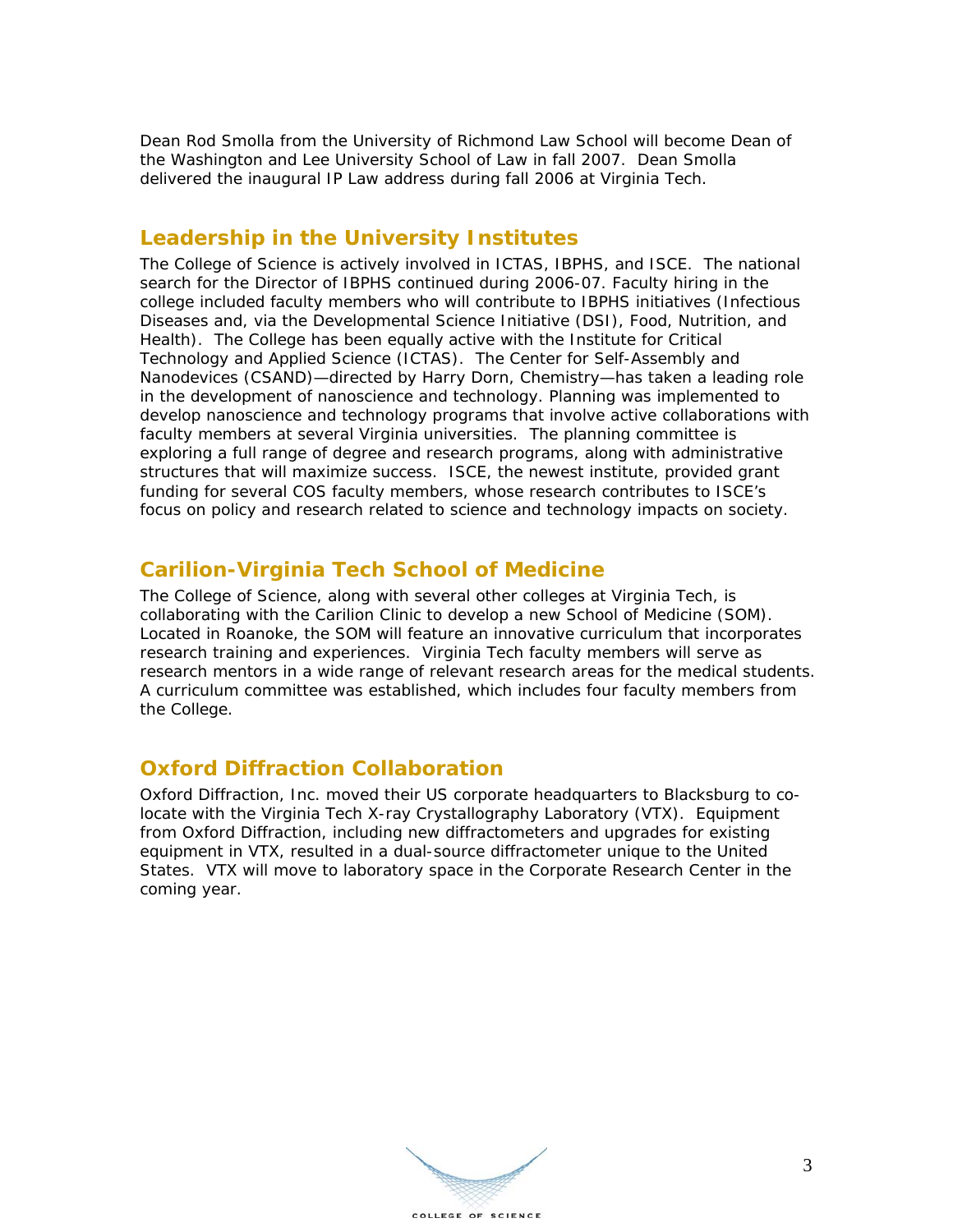Dean Rod Smolla from the University of Richmond Law School will become Dean of the Washington and Lee University School of Law in fall 2007. Dean Smolla delivered the inaugural IP Law address during fall 2006 at Virginia Tech.

## Leadership in the University Institutes

The College of Science is actively involved in ICTAS, IBPHS, and ISCE. The national search for the Director of IBPHS continued during 2006-07. Faculty hiring in the college included faculty members who will contribute to IBPHS initiatives (Infectious Diseases and, via the Developmental Science Initiative (DSI), Food, Nutrition, and Health). The College has been equally active with the Institute for Critical Technology and Applied Science (ICTAS). The Center for Self-Assembly and Nanodevices (CSAND)—directed by Harry Dorn, Chemistry—has taken a leading role in the development of nanoscience and technology. Planning was implemented to develop nanoscience and technology programs that involve active collaborations with faculty members at several Virginia universities. The planning committee is exploring a full range of degree and research programs, along with administrative structures that will maximize success. ISCE, the newest institute, provided grant funding for several COS faculty members, whose research contributes to ISCE's focus on policy and research related to science and technology impacts on society.

## Carilion-Virginia Tech School of Medicine

The College of Science, along with several other colleges at Virginia Tech, is collaborating with the Carilion Clinic to develop a new School of Medicine (SOM). Located in Roanoke, the SOM will feature an innovative curriculum that incorporates research training and experiences. Virginia Tech faculty members will serve as research mentors in a wide range of relevant research areas for the medical students. A curriculum committee was established, which includes four faculty members from the College.

## Oxford Diffraction Collaboration

Oxford Diffraction, Inc. moved their US corporate headquarters to Blacksburg to co-locate with the Virginia Tech X-ray Crystallography Laboratory (VTX). Equipment from Oxford Diffraction, including new diffractometers and upgrades for existing equipment in VTX, resulted in a dual-source diffractometer unique to the United States. VTX will move to laboratory space in the Corporate Research Center in the coming year.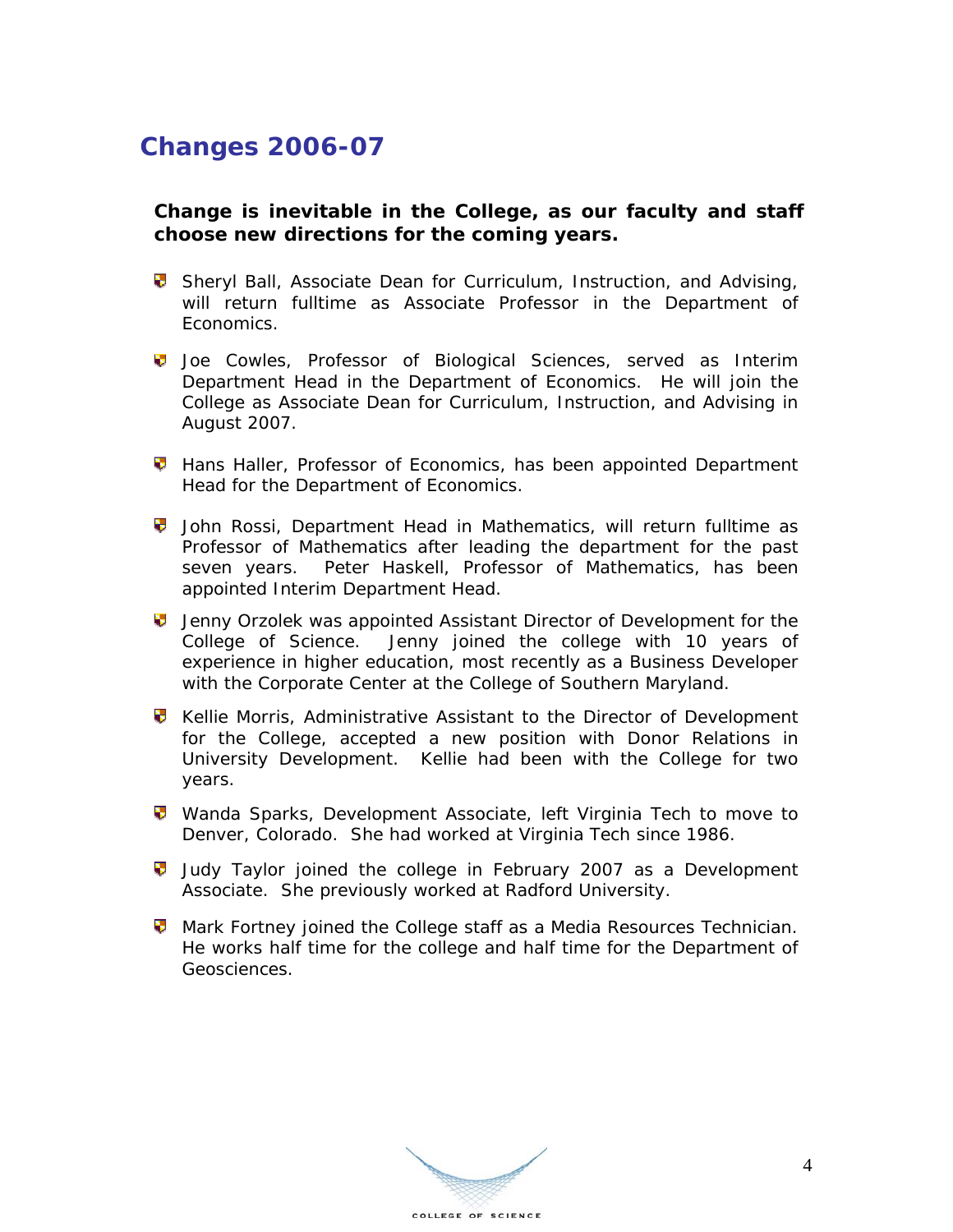## Changes 2006-07

**Change is inevitable in the College, as our faculty and staff choose new directions for the coming years.**

- Sheryl Ball, Associate Dean for Curriculum, Instruction, and Advising, will return fulltime as Associate Professor in the Department of Economics.
- Joe Cowles, Professor of Biological Sciences, served as Interim Department Head in the Department of Economics. He will join the College as Associate Dean for Curriculum, Instruction, and Advising in August 2007.
- Hans Haller, Professor of Economics, has been appointed Department Head for the Department of Economics.
- John Rossi, Department Head in Mathematics, will return fulltime as Professor of Mathematics after leading the department for the past seven years. Peter Haskell, Professor of Mathematics, has been appointed Interim Department Head.
- Jenny Orzolek was appointed Assistant Director of Development for the College of Science. Jenny joined the college with 10 years of experience in higher education, most recently as a Business Developer with the Corporate Center at the College of Southern Maryland.
- Kellie Morris, Administrative Assistant to the Director of Development for the College, accepted a new position with Donor Relations in University Development. Kellie had been with the College for two years.
- Wanda Sparks, Development Associate, left Virginia Tech to move to Denver, Colorado. She had worked at Virginia Tech since 1986.
- Judy Taylor joined the college in February 2007 as a Development Associate. She previously worked at Radford University.
- Mark Fortney joined the College staff as a Media Resources Technician. He works half time for the college and half time for the Department of Geosciences.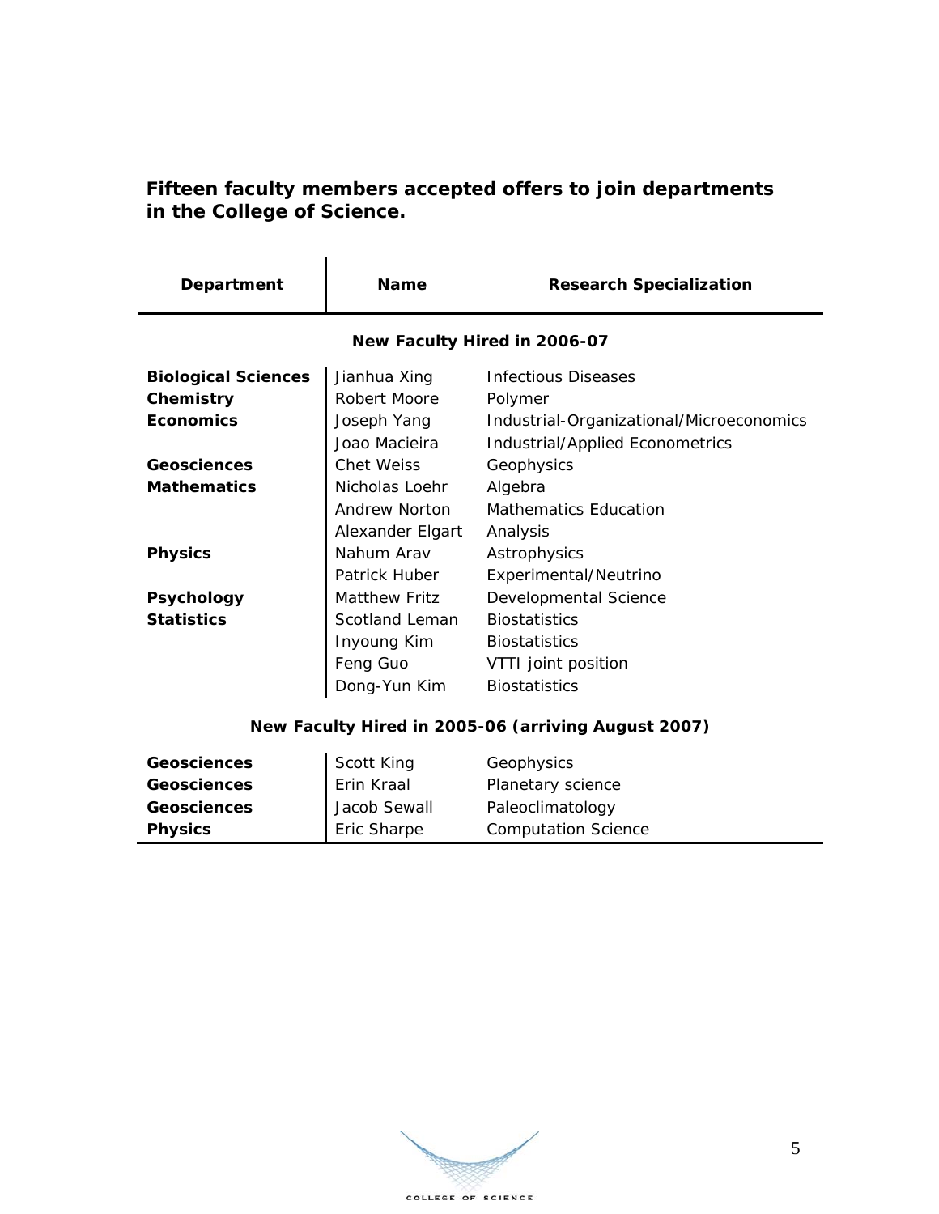**Fifteen faculty members accepted offers to join departments in the College of Science.**

| Department | Name | Research Specialization |
|---|---|---|
| | **New Faculty Hired in 2006-07** | |
| **Biological Sciences** | Jianhua Xing | Infectious Diseases |
| **Chemistry** | Robert Moore | Polymer |
| **Economics** | Joseph Yang | Industrial-Organizational/Microeconomics |
| | Joao Macieira | Industrial/Applied Econometrics |
| **Geosciences** | Chet Weiss | Geophysics |
| **Mathematics** | Nicholas Loehr | Algebra |
| | Andrew Norton | Mathematics Education |
| | Alexander Elgart | Analysis |
| **Physics** | Nahum Arav | Astrophysics |
| | Patrick Huber | Experimental/Neutrino |
| **Psychology** | Matthew Fritz | Developmental Science |
| **Statistics** | Scotland Leman | Biostatistics |
| | Inyoung Kim | Biostatistics |
| | Feng Guo | VTTI joint position |
| | Dong-Yun Kim | Biostatistics |
| | **New Faculty Hired in 2005-06 (arriving August 2007)** | |
| **Geosciences** | Scott King | Geophysics |
| **Geosciences** | Erin Kraal | Planetary science |
| **Geosciences** | Jacob Sewall | Paleoclimatology |
| **Physics** | Eric Sharpe | Computation Science |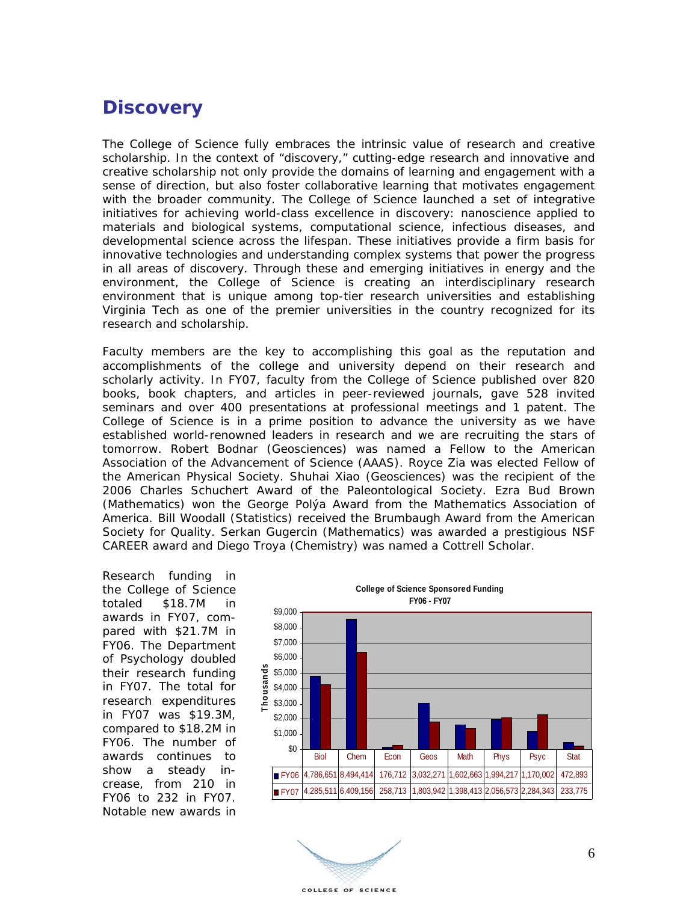## Discovery

The College of Science fully embraces the intrinsic value of research and creative scholarship. In the context of "discovery," cutting-edge research and innovative and creative scholarship not only provide the domains of learning and engagement with a sense of direction, but also foster collaborative learning that motivates engagement with the broader community. The College of Science launched a set of integrative initiatives for achieving world-class excellence in discovery: nanoscience applied to materials and biological systems, computational science, infectious diseases, and developmental science across the lifespan. These initiatives provide a firm basis for innovative technologies and understanding complex systems that power the progress in all areas of discovery. Through these and emerging initiatives in energy and the environment, the College of Science is creating an interdisciplinary research environment that is unique among top-tier research universities and establishing Virginia Tech as one of the premier universities in the country recognized for its research and scholarship.

Faculty members are the key to accomplishing this goal as the reputation and accomplishments of the college and university depend on their research and scholarly activity. In FY07, faculty from the College of Science published over 820 books, book chapters, and articles in peer-reviewed journals, gave 528 invited seminars and over 400 presentations at professional meetings and 1 patent. The College of Science is in a prime position to advance the university as we have established world-renowned leaders in research and we are recruiting the stars of tomorrow. Robert Bodnar (Geosciences) was named a Fellow to the American Association of the Advancement of Science (AAAS). Royce Zia was elected Fellow of the American Physical Society. Shuhai Xiao (Geosciences) was the recipient of the 2006 Charles Schuchert Award of the Paleontological Society. Ezra Bud Brown (Mathematics) won the George Polýa Award from the Mathematics Association of America. Bill Woodall (Statistics) received the Brumbaugh Award from the American Society for Quality. Serkan Gugercin (Mathematics) was awarded a prestigious NSF CAREER award and Diego Troya (Chemistry) was named a Cottrell Scholar.

Research funding in the College of Science totaled $18.7M in awards in FY07, compared with $21.7M in FY06. The Department of Psychology doubled their research funding in FY07. The total for research expenditures in FY07 was $19.3M, compared to $18.2M in FY06. The number of awards continues to show a steady increase, from 210 in FY06 to 232 in FY07. Notable new awards in

**College of Science Sponsored Funding FY06 - FY07**

|  | Biol | Chem | Econ | Geos | Math | Phys | Psyc | Stat |
|---|---|---|---|---|---|---|---|---|
| FY06 | 4,786,651 | 8,494,414 | 176,712 | 3,032,271 | 1,602,663 | 1,994,217 | 1,170,002 | 472,893 |
| FY07 | 4,285,511 | 6,409,156 | 258,713 | 1,803,942 | 1,398,413 | 2,056,573 | 2,284,343 | 233,775 |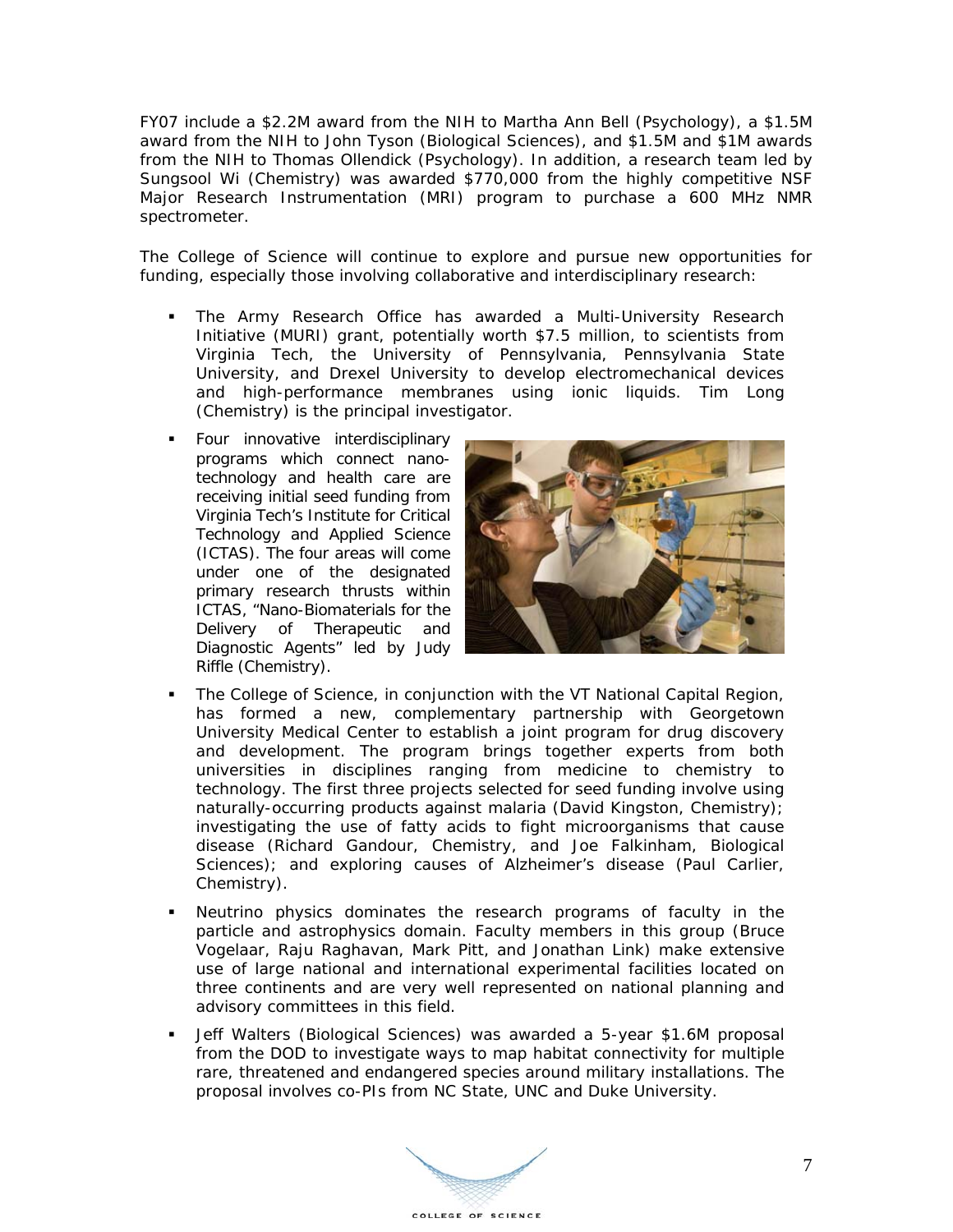FY07 include a $2.2M award from the NIH to Martha Ann Bell (Psychology), a $1.5M award from the NIH to John Tyson (Biological Sciences), and $1.5M and $1M awards from the NIH to Thomas Ollendick (Psychology). In addition, a research team led by Sungsool Wi (Chemistry) was awarded $770,000 from the highly competitive NSF Major Research Instrumentation (MRI) program to purchase a 600 MHz NMR spectrometer.

The College of Science will continue to explore and pursue new opportunities for funding, especially those involving collaborative and interdisciplinary research:

- The Army Research Office has awarded a Multi-University Research Initiative (MURI) grant, potentially worth $7.5 million, to scientists from Virginia Tech, the University of Pennsylvania, Pennsylvania State University, and Drexel University to develop electromechanical devices and high-performance membranes using ionic liquids. Tim Long (Chemistry) is the principal investigator.
- Four innovative interdisciplinary programs which connect nano-technology and health care are receiving initial seed funding from Virginia Tech's Institute for Critical Technology and Applied Science (ICTAS). The four areas will come under one of the designated primary research thrusts within ICTAS, "Nano-Biomaterials for the Delivery of Therapeutic and Diagnostic Agents" led by Judy Riffle (Chemistry).
- The College of Science, in conjunction with the VT National Capital Region, has formed a new, complementary partnership with Georgetown University Medical Center to establish a joint program for drug discovery and development. The program brings together experts from both universities in disciplines ranging from medicine to chemistry to technology. The first three projects selected for seed funding involve using naturally-occurring products against malaria (David Kingston, Chemistry); investigating the use of fatty acids to fight microorganisms that cause disease (Richard Gandour, Chemistry, and Joe Falkinham, Biological Sciences); and exploring causes of Alzheimer's disease (Paul Carlier, Chemistry).
- Neutrino physics dominates the research programs of faculty in the particle and astrophysics domain. Faculty members in this group (Bruce Vogelaar, Raju Raghavan, Mark Pitt, and Jonathan Link) make extensive use of large national and international experimental facilities located on three continents and are very well represented on national planning and advisory committees in this field.
- Jeff Walters (Biological Sciences) was awarded a 5-year $1.6M proposal from the DOD to investigate ways to map habitat connectivity for multiple rare, threatened and endangered species around military installations. The proposal involves co-PIs from NC State, UNC and Duke University.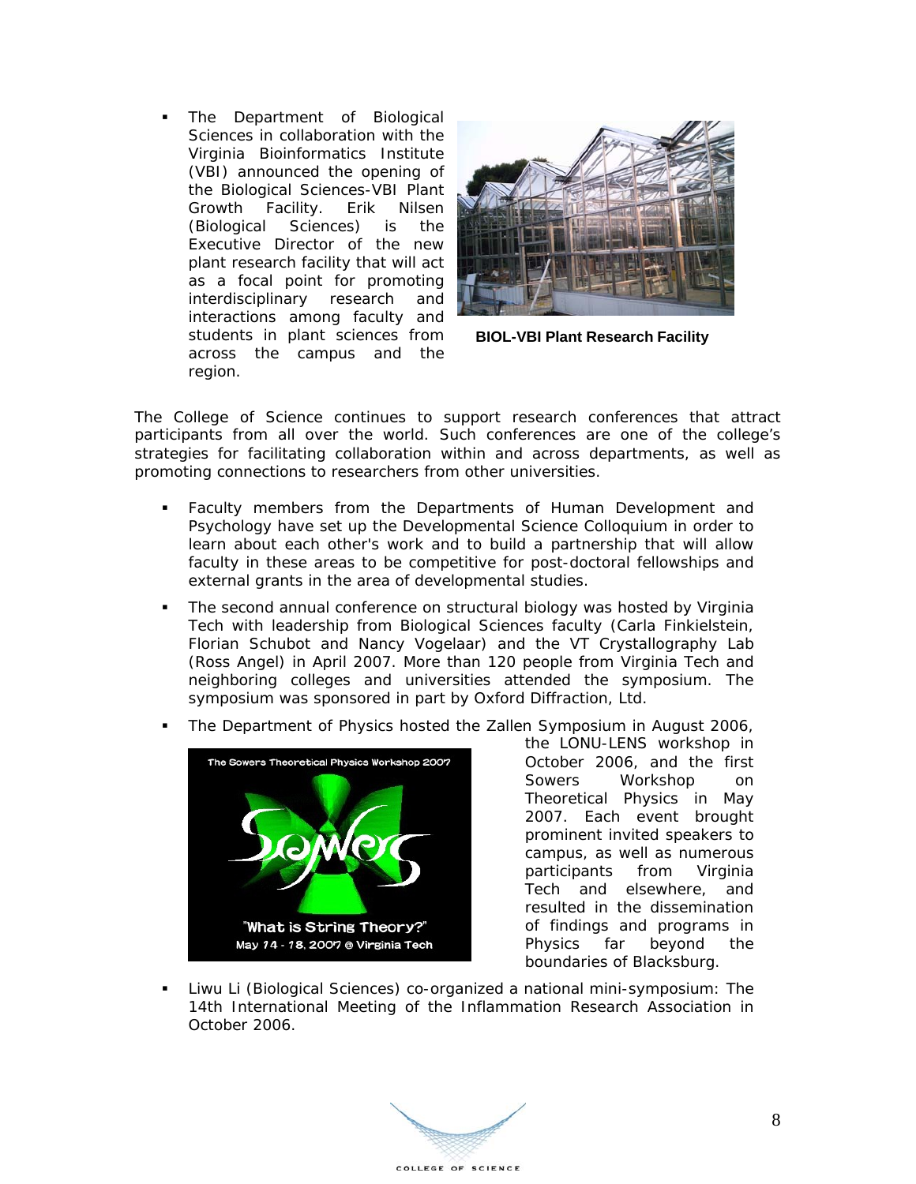- The Department of Biological Sciences in collaboration with the Virginia Bioinformatics Institute (VBI) announced the opening of the Biological Sciences-VBI Plant Growth Facility. Erik Nilsen (Biological Sciences) is the Executive Director of the new plant research facility that will act as a focal point for promoting interdisciplinary research and interactions among faculty and students in plant sciences from across the campus and the region.

**BIOL-VBI Plant Research Facility**

The College of Science continues to support research conferences that attract participants from all over the world. Such conferences are one of the college's strategies for facilitating collaboration within and across departments, as well as promoting connections to researchers from other universities.

- Faculty members from the Departments of Human Development and Psychology have set up the Developmental Science Colloquium in order to learn about each other's work and to build a partnership that will allow faculty in these areas to be competitive for post-doctoral fellowships and external grants in the area of developmental studies.
- The second annual conference on structural biology was hosted by Virginia Tech with leadership from Biological Sciences faculty (Carla Finkielstein, Florian Schubot and Nancy Vogelaar) and the VT Crystallography Lab (Ross Angel) in April 2007. More than 120 people from Virginia Tech and neighboring colleges and universities attended the symposium. The symposium was sponsored in part by Oxford Diffraction, Ltd.
- The Department of Physics hosted the Zallen Symposium in August 2006, the LONU-LENS workshop in October 2006, and the first Sowers Workshop on Theoretical Physics in May 2007. Each event brought prominent invited speakers to campus, as well as numerous participants from Virginia Tech and elsewhere, and resulted in the dissemination of findings and programs in Physics far beyond the boundaries of Blacksburg.
- Liwu Li (Biological Sciences) co-organized a national mini-symposium: The 14th International Meeting of the Inflammation Research Association in October 2006.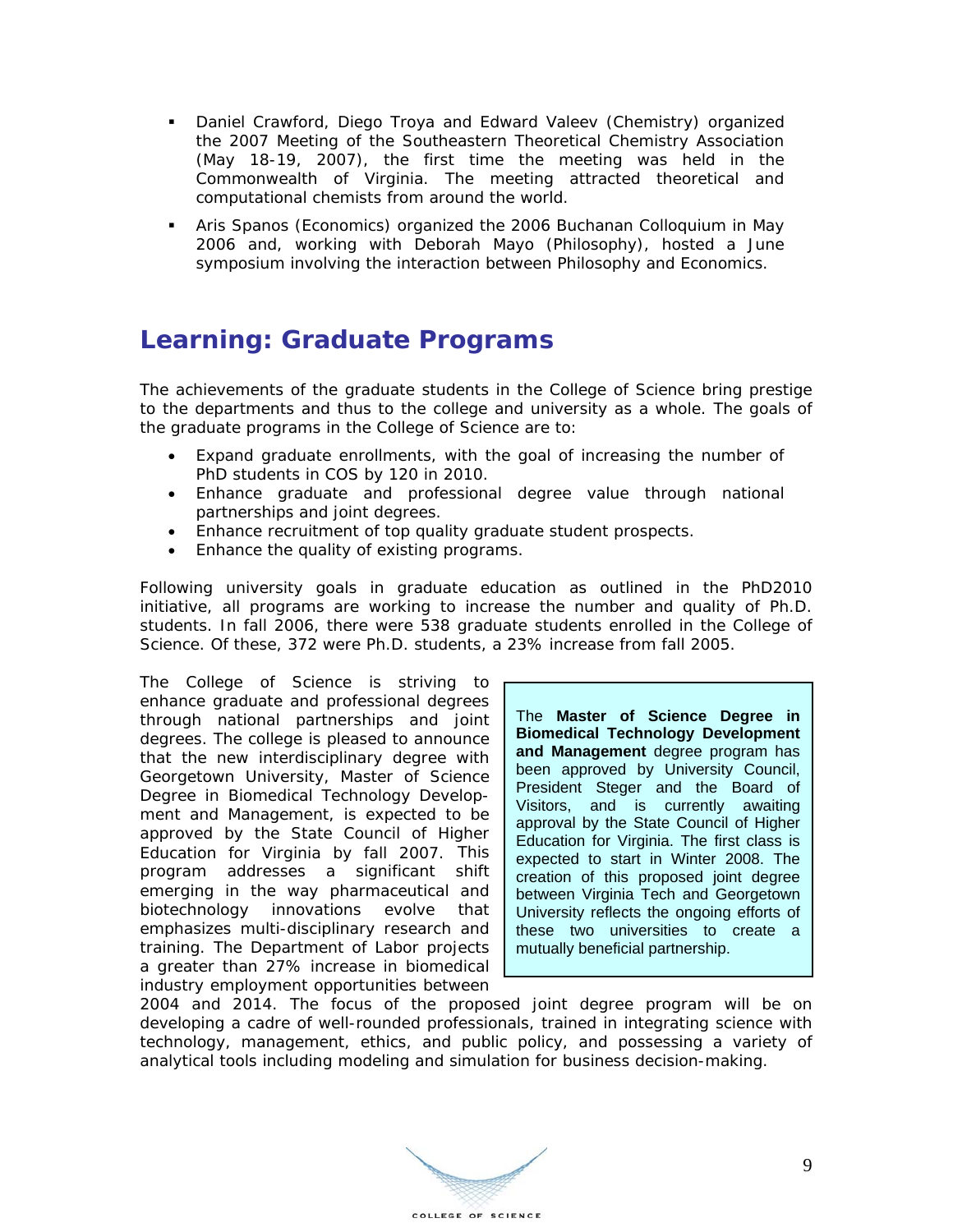- Daniel Crawford, Diego Troya and Edward Valeev (Chemistry) organized the 2007 Meeting of the Southeastern Theoretical Chemistry Association (May 18-19, 2007), the first time the meeting was held in the Commonwealth of Virginia. The meeting attracted theoretical and computational chemists from around the world.
- Aris Spanos (Economics) organized the 2006 Buchanan Colloquium in May 2006 and, working with Deborah Mayo (Philosophy), hosted a June symposium involving the interaction between Philosophy and Economics.

## Learning: Graduate Programs

The achievements of the graduate students in the College of Science bring prestige to the departments and thus to the college and university as a whole. The goals of the graduate programs in the College of Science are to:

- Expand graduate enrollments, with the goal of increasing the number of PhD students in COS by 120 in 2010.
- Enhance graduate and professional degree value through national partnerships and joint degrees.
- Enhance recruitment of top quality graduate student prospects.
- Enhance the quality of existing programs.

Following university goals in graduate education as outlined in the PhD2010 initiative, all programs are working to increase the number and quality of Ph.D. students. In fall 2006, there were 538 graduate students enrolled in the College of Science. Of these, 372 were Ph.D. students, a 23% increase from fall 2005.

The College of Science is striving to enhance graduate and professional degrees through national partnerships and joint degrees. The college is pleased to announce that the new interdisciplinary degree with Georgetown University, Master of Science Degree in Biomedical Technology Development and Management, is expected to be approved by the State Council of Higher Education for Virginia by fall 2007. This program addresses a significant shift emerging in the way pharmaceutical and biotechnology innovations evolve that emphasizes multi-disciplinary research and training. The Department of Labor projects a greater than 27% increase in biomedical industry employment opportunities between 2004 and 2014. The focus of the proposed joint degree program will be on developing a cadre of well-rounded professionals, trained in integrating science with technology, management, ethics, and public policy, and possessing a variety of analytical tools including modeling and simulation for business decision-making.

> The **Master of Science Degree in Biomedical Technology Development and Management** degree program has been approved by University Council, President Steger and the Board of Visitors, and is currently awaiting approval by the State Council of Higher Education for Virginia. The first class is expected to start in Winter 2008. The creation of this proposed joint degree between Virginia Tech and Georgetown University reflects the ongoing efforts of these two universities to create a mutually beneficial partnership.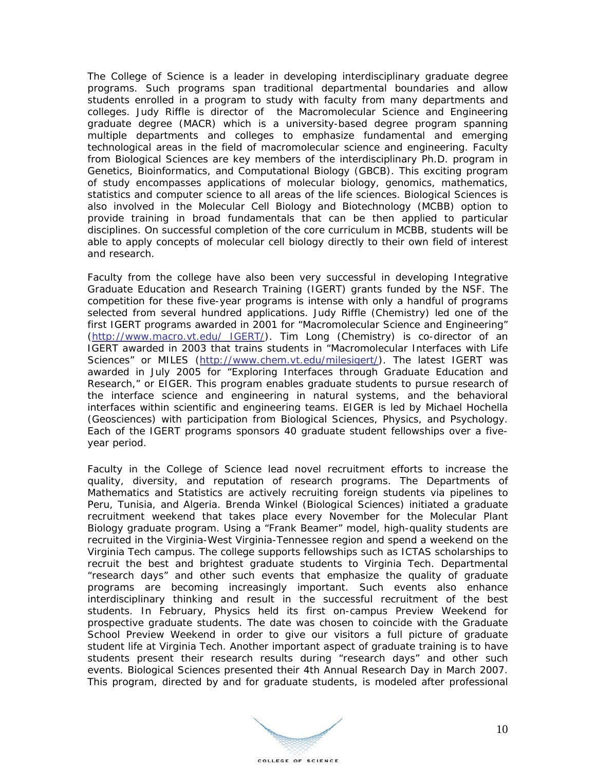The College of Science is a leader in developing interdisciplinary graduate degree programs. Such programs span traditional departmental boundaries and allow students enrolled in a program to study with faculty from many departments and colleges. Judy Riffle is director of the Macromolecular Science and Engineering graduate degree (MACR) which is a university-based degree program spanning multiple departments and colleges to emphasize fundamental and emerging technological areas in the field of macromolecular science and engineering. Faculty from Biological Sciences are key members of the interdisciplinary Ph.D. program in Genetics, Bioinformatics, and Computational Biology (GBCB). This exciting program of study encompasses applications of molecular biology, genomics, mathematics, statistics and computer science to all areas of the life sciences. Biological Sciences is also involved in the Molecular Cell Biology and Biotechnology (MCBB) option to provide training in broad fundamentals that can be then applied to particular disciplines. On successful completion of the core curriculum in MCBB, students will be able to apply concepts of molecular cell biology directly to their own field of interest and research.

Faculty from the college have also been very successful in developing Integrative Graduate Education and Research Training (IGERT) grants funded by the NSF. The competition for these five-year programs is intense with only a handful of programs selected from several hundred applications. Judy Riffle (Chemistry) led one of the first IGERT programs awarded in 2001 for "Macromolecular Science and Engineering" (http://www.macro.vt.edu/ IGERT/). Tim Long (Chemistry) is co-director of an IGERT awarded in 2003 that trains students in "Macromolecular Interfaces with Life Sciences" or MILES (http://www.chem.vt.edu/milesigert/). The latest IGERT was awarded in July 2005 for "Exploring Interfaces through Graduate Education and Research," or EIGER. This program enables graduate students to pursue research of the interface science and engineering in natural systems, and the behavioral interfaces within scientific and engineering teams. EIGER is led by Michael Hochella (Geosciences) with participation from Biological Sciences, Physics, and Psychology. Each of the IGERT programs sponsors 40 graduate student fellowships over a five-year period.

Faculty in the College of Science lead novel recruitment efforts to increase the quality, diversity, and reputation of research programs. The Departments of Mathematics and Statistics are actively recruiting foreign students via pipelines to Peru, Tunisia, and Algeria. Brenda Winkel (Biological Sciences) initiated a graduate recruitment weekend that takes place every November for the Molecular Plant Biology graduate program. Using a "Frank Beamer" model, high-quality students are recruited in the Virginia-West Virginia-Tennessee region and spend a weekend on the Virginia Tech campus. The college supports fellowships such as ICTAS scholarships to recruit the best and brightest graduate students to Virginia Tech. Departmental "research days" and other such events that emphasize the quality of graduate programs are becoming increasingly important. Such events also enhance interdisciplinary thinking and result in the successful recruitment of the best students. In February, Physics held its first on-campus Preview Weekend for prospective graduate students. The date was chosen to coincide with the Graduate School Preview Weekend in order to give our visitors a full picture of graduate student life at Virginia Tech. Another important aspect of graduate training is to have students present their research results during "research days" and other such events. Biological Sciences presented their 4th Annual Research Day in March 2007. This program, directed by and for graduate students, is modeled after professional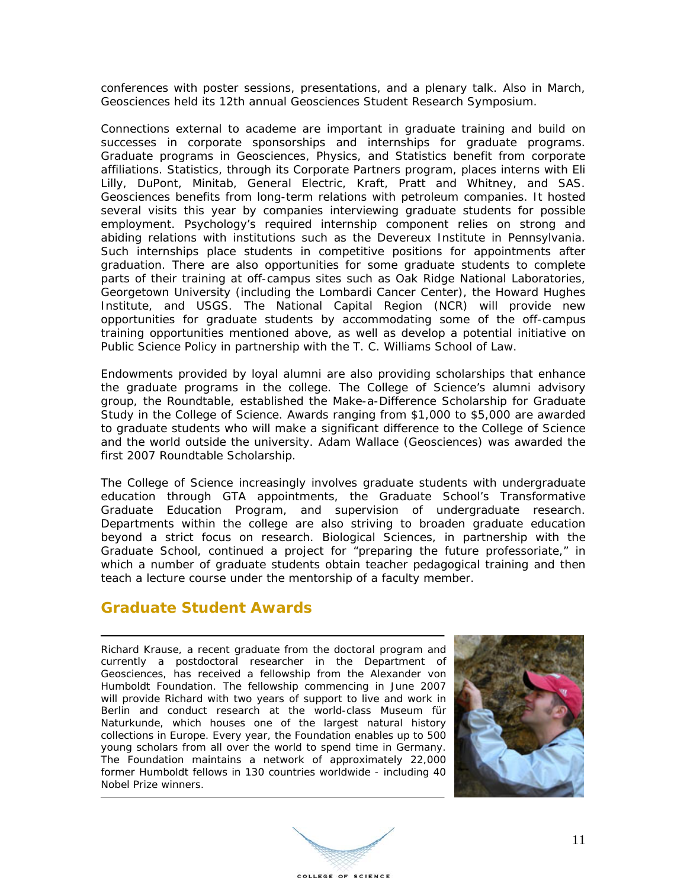conferences with poster sessions, presentations, and a plenary talk. Also in March, Geosciences held its 12th annual Geosciences Student Research Symposium.

Connections external to academe are important in graduate training and build on successes in corporate sponsorships and internships for graduate programs. Graduate programs in Geosciences, Physics, and Statistics benefit from corporate affiliations. Statistics, through its Corporate Partners program, places interns with Eli Lilly, DuPont, Minitab, General Electric, Kraft, Pratt and Whitney, and SAS. Geosciences benefits from long-term relations with petroleum companies. It hosted several visits this year by companies interviewing graduate students for possible employment. Psychology's required internship component relies on strong and abiding relations with institutions such as the Devereux Institute in Pennsylvania. Such internships place students in competitive positions for appointments after graduation. There are also opportunities for some graduate students to complete parts of their training at off-campus sites such as Oak Ridge National Laboratories, Georgetown University (including the Lombardi Cancer Center), the Howard Hughes Institute, and USGS. The National Capital Region (NCR) will provide new opportunities for graduate students by accommodating some of the off-campus training opportunities mentioned above, as well as develop a potential initiative on Public Science Policy in partnership with the T. C. Williams School of Law.

Endowments provided by loyal alumni are also providing scholarships that enhance the graduate programs in the college. The College of Science's alumni advisory group, the Roundtable, established the Make-a-Difference Scholarship for Graduate Study in the College of Science. Awards ranging from $1,000 to $5,000 are awarded to graduate students who will make a significant difference to the College of Science and the world outside the university. Adam Wallace (Geosciences) was awarded the first 2007 Roundtable Scholarship.

The College of Science increasingly involves graduate students with undergraduate education through GTA appointments, the Graduate School's Transformative Graduate Education Program, and supervision of undergraduate research. Departments within the college are also striving to broaden graduate education beyond a strict focus on research. Biological Sciences, in partnership with the Graduate School, continued a project for "preparing the future professoriate," in which a number of graduate students obtain teacher pedagogical training and then teach a lecture course under the mentorship of a faculty member.

## Graduate Student Awards

Richard Krause, a recent graduate from the doctoral program and currently a postdoctoral researcher in the Department of Geosciences, has received a fellowship from the Alexander von Humboldt Foundation. The fellowship commencing in June 2007 will provide Richard with two years of support to live and work in Berlin and conduct research at the world-class Museum für Naturkunde, which houses one of the largest natural history collections in Europe. Every year, the Foundation enables up to 500 young scholars from all over the world to spend time in Germany. The Foundation maintains a network of approximately 22,000 former Humboldt fellows in 130 countries worldwide - including 40 Nobel Prize winners.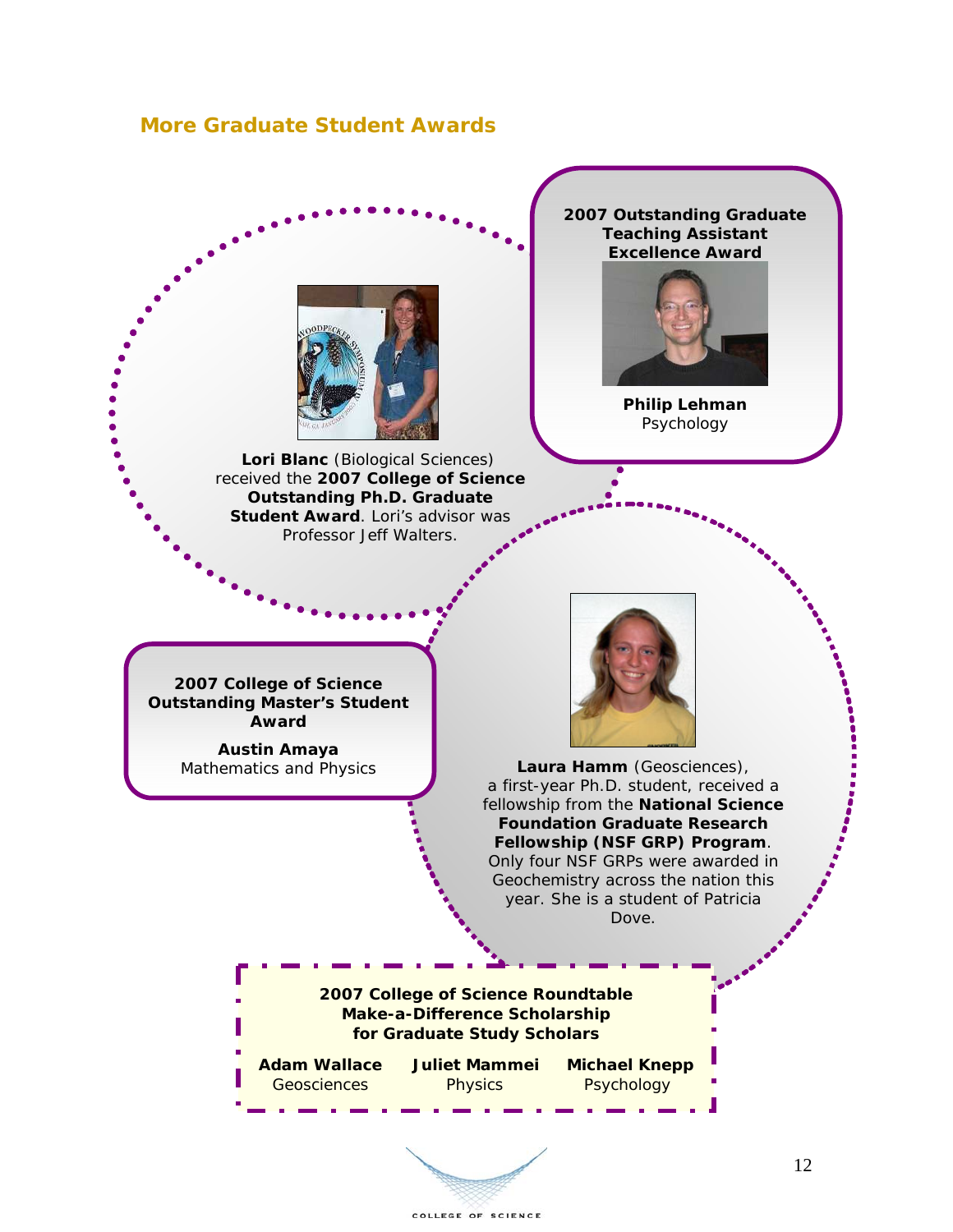## More Graduate Student Awards

**Lori Blanc** (Biological Sciences) received the **2007 College of Science Outstanding Ph.D. Graduate Student Award**. Lori's advisor was Professor Jeff Walters.

**2007 Outstanding Graduate Teaching Assistant Excellence Award**

**Philip Lehman**
Psychology

**2007 College of Science Outstanding Master's Student Award**

**Austin Amaya**
Mathematics and Physics

**Laura Hamm** (Geosciences), a first-year Ph.D. student, received a fellowship from the **National Science Foundation Graduate Research Fellowship (NSF GRP) Program**. Only four NSF GRPs were awarded in Geochemistry across the nation this year. She is a student of Patricia Dove.

**2007 College of Science Roundtable Make-a-Difference Scholarship for Graduate Study Scholars**

**Adam Wallace**
Geosciences

**Juliet Mammei**
Physics

**Michael Knepp**
Psychology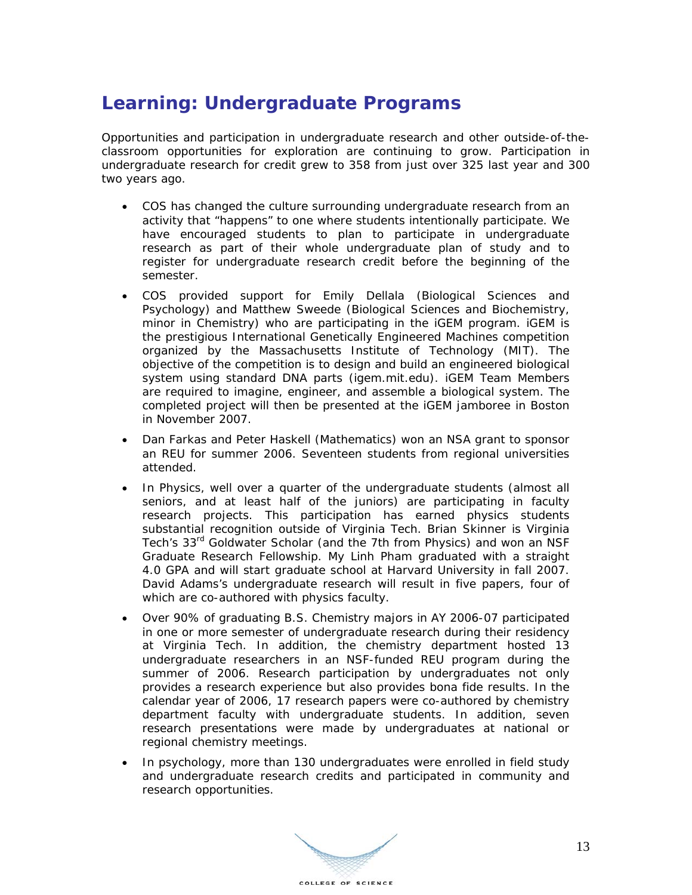## Learning: Undergraduate Programs

Opportunities and participation in undergraduate research and other outside-of-the-classroom opportunities for exploration are continuing to grow. Participation in undergraduate research for credit grew to 358 from just over 325 last year and 300 two years ago.

- COS has changed the culture surrounding undergraduate research from an activity that "happens" to one where students intentionally participate. We have encouraged students to plan to participate in undergraduate research as part of their whole undergraduate plan of study and to register for undergraduate research credit before the beginning of the semester.
- COS provided support for Emily Dellala (Biological Sciences and Psychology) and Matthew Sweede (Biological Sciences and Biochemistry, minor in Chemistry) who are participating in the iGEM program. iGEM is the prestigious International Genetically Engineered Machines competition organized by the Massachusetts Institute of Technology (MIT). The objective of the competition is to design and build an engineered biological system using standard DNA parts (igem.mit.edu). iGEM Team Members are required to imagine, engineer, and assemble a biological system. The completed project will then be presented at the iGEM jamboree in Boston in November 2007.
- Dan Farkas and Peter Haskell (Mathematics) won an NSA grant to sponsor an REU for summer 2006. Seventeen students from regional universities attended.
- In Physics, well over a quarter of the undergraduate students (almost all seniors, and at least half of the juniors) are participating in faculty research projects. This participation has earned physics students substantial recognition outside of Virginia Tech. Brian Skinner is Virginia Tech's 33rd Goldwater Scholar (and the 7th from Physics) and won an NSF Graduate Research Fellowship. My Linh Pham graduated with a straight 4.0 GPA and will start graduate school at Harvard University in fall 2007. David Adams's undergraduate research will result in five papers, four of which are co-authored with physics faculty.
- Over 90% of graduating B.S. Chemistry majors in AY 2006-07 participated in one or more semester of undergraduate research during their residency at Virginia Tech. In addition, the chemistry department hosted 13 undergraduate researchers in an NSF-funded REU program during the summer of 2006. Research participation by undergraduates not only provides a research experience but also provides bona fide results. In the calendar year of 2006, 17 research papers were co-authored by chemistry department faculty with undergraduate students. In addition, seven research presentations were made by undergraduates at national or regional chemistry meetings.
- In psychology, more than 130 undergraduates were enrolled in field study and undergraduate research credits and participated in community and research opportunities.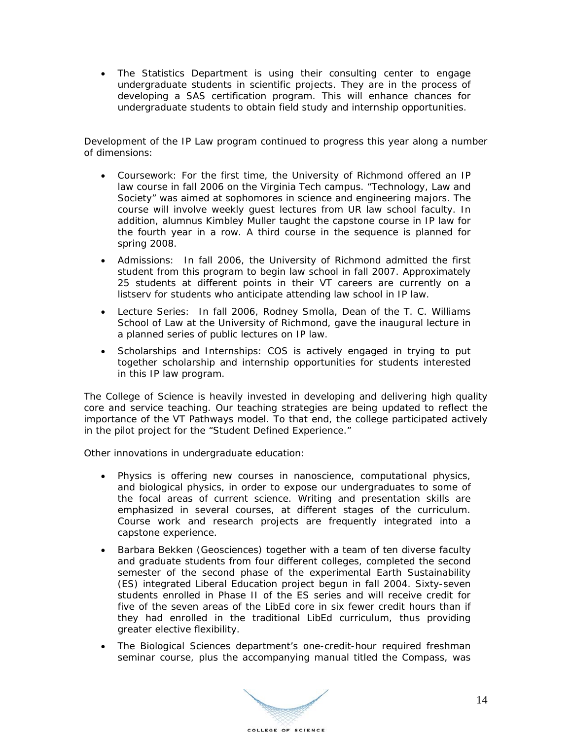- The Statistics Department is using their consulting center to engage undergraduate students in scientific projects. They are in the process of developing a SAS certification program. This will enhance chances for undergraduate students to obtain field study and internship opportunities.

Development of the IP Law program continued to progress this year along a number of dimensions:

- Coursework: For the first time, the University of Richmond offered an IP law course in fall 2006 on the Virginia Tech campus. "Technology, Law and Society" was aimed at sophomores in science and engineering majors. The course will involve weekly guest lectures from UR law school faculty. In addition, alumnus Kimbley Muller taught the capstone course in IP law for the fourth year in a row. A third course in the sequence is planned for spring 2008.
- Admissions: In fall 2006, the University of Richmond admitted the first student from this program to begin law school in fall 2007. Approximately 25 students at different points in their VT careers are currently on a listserv for students who anticipate attending law school in IP law.
- Lecture Series: In fall 2006, Rodney Smolla, Dean of the T. C. Williams School of Law at the University of Richmond, gave the inaugural lecture in a planned series of public lectures on IP law.
- Scholarships and Internships: COS is actively engaged in trying to put together scholarship and internship opportunities for students interested in this IP law program.

The College of Science is heavily invested in developing and delivering high quality core and service teaching. Our teaching strategies are being updated to reflect the importance of the VT Pathways model. To that end, the college participated actively in the pilot project for the "Student Defined Experience."

Other innovations in undergraduate education:

- Physics is offering new courses in nanoscience, computational physics, and biological physics, in order to expose our undergraduates to some of the focal areas of current science. Writing and presentation skills are emphasized in several courses, at different stages of the curriculum. Course work and research projects are frequently integrated into a capstone experience.
- Barbara Bekken (Geosciences) together with a team of ten diverse faculty and graduate students from four different colleges, completed the second semester of the second phase of the experimental Earth Sustainability (ES) integrated Liberal Education project begun in fall 2004. Sixty-seven students enrolled in Phase II of the ES series and will receive credit for five of the seven areas of the LibEd core in six fewer credit hours than if they had enrolled in the traditional LibEd curriculum, thus providing greater elective flexibility.
- The Biological Sciences department's one-credit-hour required freshman seminar course, plus the accompanying manual titled the Compass, was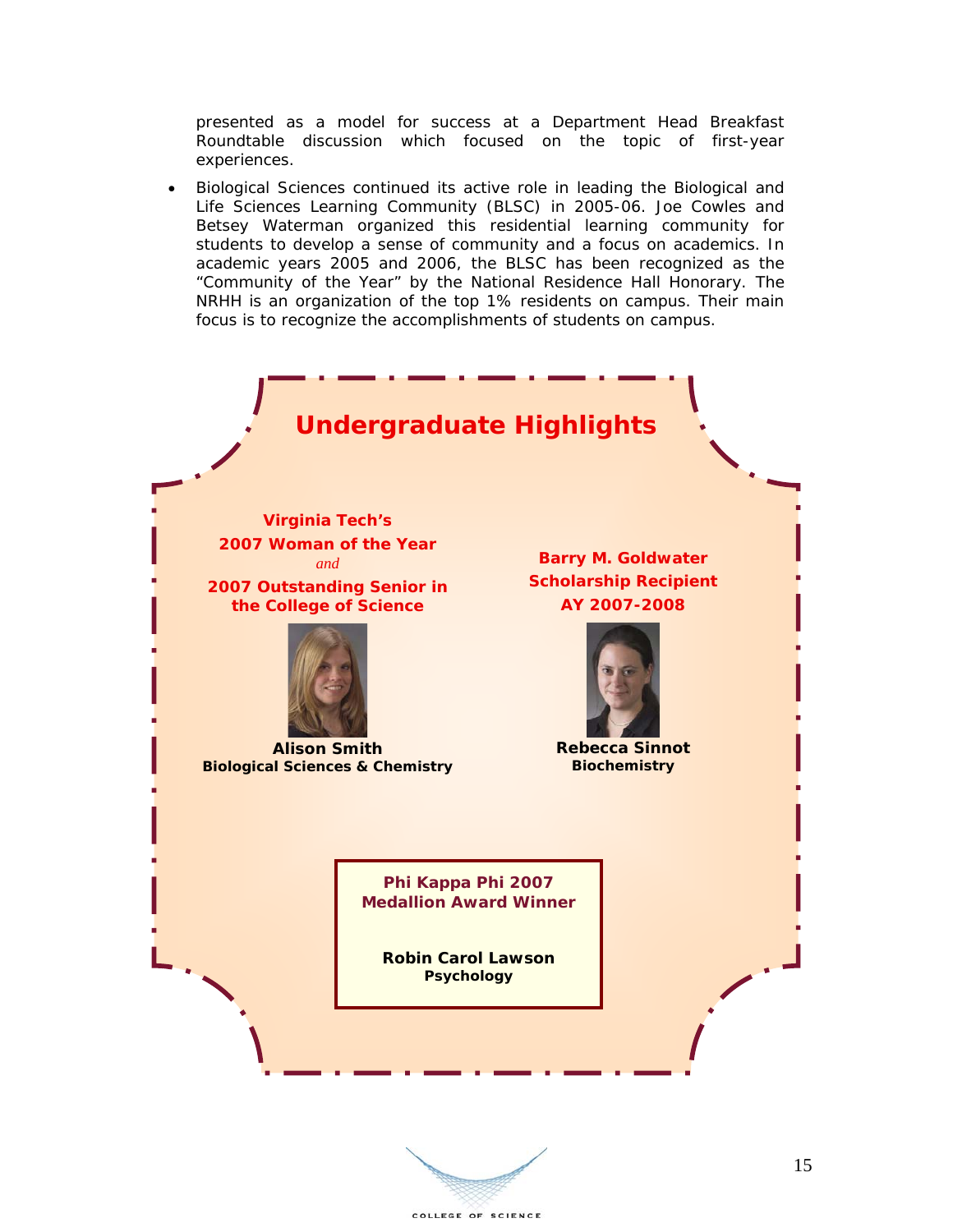presented as a model for success at a Department Head Breakfast Roundtable discussion which focused on the topic of first-year experiences.

- Biological Sciences continued its active role in leading the Biological and Life Sciences Learning Community (BLSC) in 2005-06. Joe Cowles and Betsey Waterman organized this residential learning community for students to develop a sense of community and a focus on academics. In academic years 2005 and 2006, the BLSC has been recognized as the "Community of the Year" by the National Residence Hall Honorary. The NRHH is an organization of the top 1% residents on campus. Their main focus is to recognize the accomplishments of students on campus.

## Undergraduate Highlights

**Virginia Tech's**
**2007 Woman of the Year**
*and*
**2007 Outstanding Senior in the College of Science**

**Alison Smith**
**Biological Sciences & Chemistry**

**Barry M. Goldwater Scholarship Recipient**
**AY 2007-2008**

**Rebecca Sinnot**
**Biochemistry**

**Phi Kappa Phi 2007 Medallion Award Winner**

**Robin Carol Lawson**
**Psychology**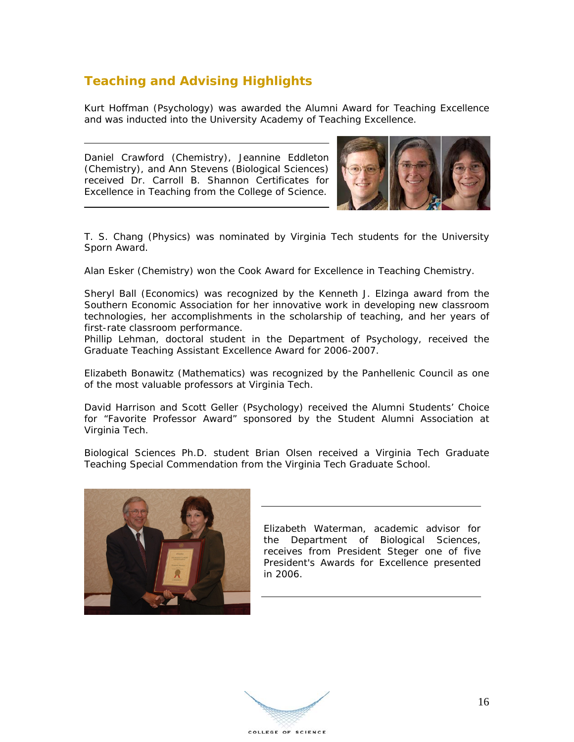## Teaching and Advising Highlights

Kurt Hoffman (Psychology) was awarded the Alumni Award for Teaching Excellence and was inducted into the University Academy of Teaching Excellence.

Daniel Crawford (Chemistry), Jeannine Eddleton (Chemistry), and Ann Stevens (Biological Sciences) received Dr. Carroll B. Shannon Certificates for Excellence in Teaching from the College of Science.

T. S. Chang (Physics) was nominated by Virginia Tech students for the University Sporn Award.

Alan Esker (Chemistry) won the Cook Award for Excellence in Teaching Chemistry.

Sheryl Ball (Economics) was recognized by the Kenneth J. Elzinga award from the Southern Economic Association for her innovative work in developing new classroom technologies, her accomplishments in the scholarship of teaching, and her years of first-rate classroom performance.

Phillip Lehman, doctoral student in the Department of Psychology, received the Graduate Teaching Assistant Excellence Award for 2006-2007.

Elizabeth Bonawitz (Mathematics) was recognized by the Panhellenic Council as one of the most valuable professors at Virginia Tech.

David Harrison and Scott Geller (Psychology) received the Alumni Students' Choice for "Favorite Professor Award" sponsored by the Student Alumni Association at Virginia Tech.

Biological Sciences Ph.D. student Brian Olsen received a Virginia Tech Graduate Teaching Special Commendation from the Virginia Tech Graduate School.

Elizabeth Waterman, academic advisor for the Department of Biological Sciences, receives from President Steger one of five President's Awards for Excellence presented in 2006.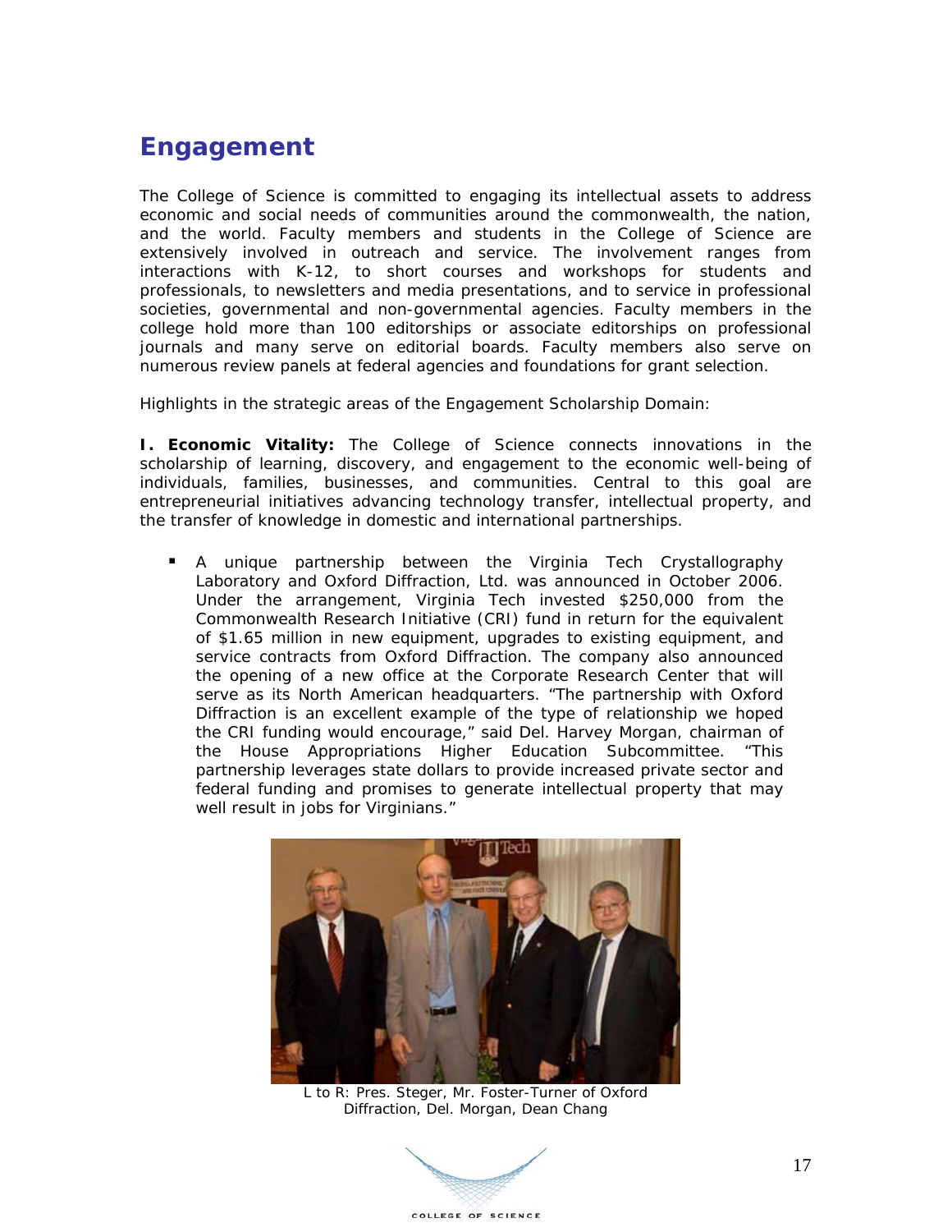## Engagement

The College of Science is committed to engaging its intellectual assets to address economic and social needs of communities around the commonwealth, the nation, and the world. Faculty members and students in the College of Science are extensively involved in outreach and service. The involvement ranges from interactions with K-12, to short courses and workshops for students and professionals, to newsletters and media presentations, and to service in professional societies, governmental and non-governmental agencies. Faculty members in the college hold more than 100 editorships or associate editorships on professional journals and many serve on editorial boards. Faculty members also serve on numerous review panels at federal agencies and foundations for grant selection.

Highlights in the strategic areas of the Engagement Scholarship Domain:

**I. Economic Vitality:** The College of Science connects innovations in the scholarship of learning, discovery, and engagement to the economic well-being of individuals, families, businesses, and communities. Central to this goal are entrepreneurial initiatives advancing technology transfer, intellectual property, and the transfer of knowledge in domestic and international partnerships.

- A unique partnership between the Virginia Tech Crystallography Laboratory and Oxford Diffraction, Ltd. was announced in October 2006. Under the arrangement, Virginia Tech invested $250,000 from the Commonwealth Research Initiative (CRI) fund in return for the equivalent of $1.65 million in new equipment, upgrades to existing equipment, and service contracts from Oxford Diffraction. The company also announced the opening of a new office at the Corporate Research Center that will serve as its North American headquarters. "The partnership with Oxford Diffraction is an excellent example of the type of relationship we hoped the CRI funding would encourage," said Del. Harvey Morgan, chairman of the House Appropriations Higher Education Subcommittee. "This partnership leverages state dollars to provide increased private sector and federal funding and promises to generate intellectual property that may well result in jobs for Virginians."

L to R: Pres. Steger, Mr. Foster-Turner of Oxford Diffraction, Del. Morgan, Dean Chang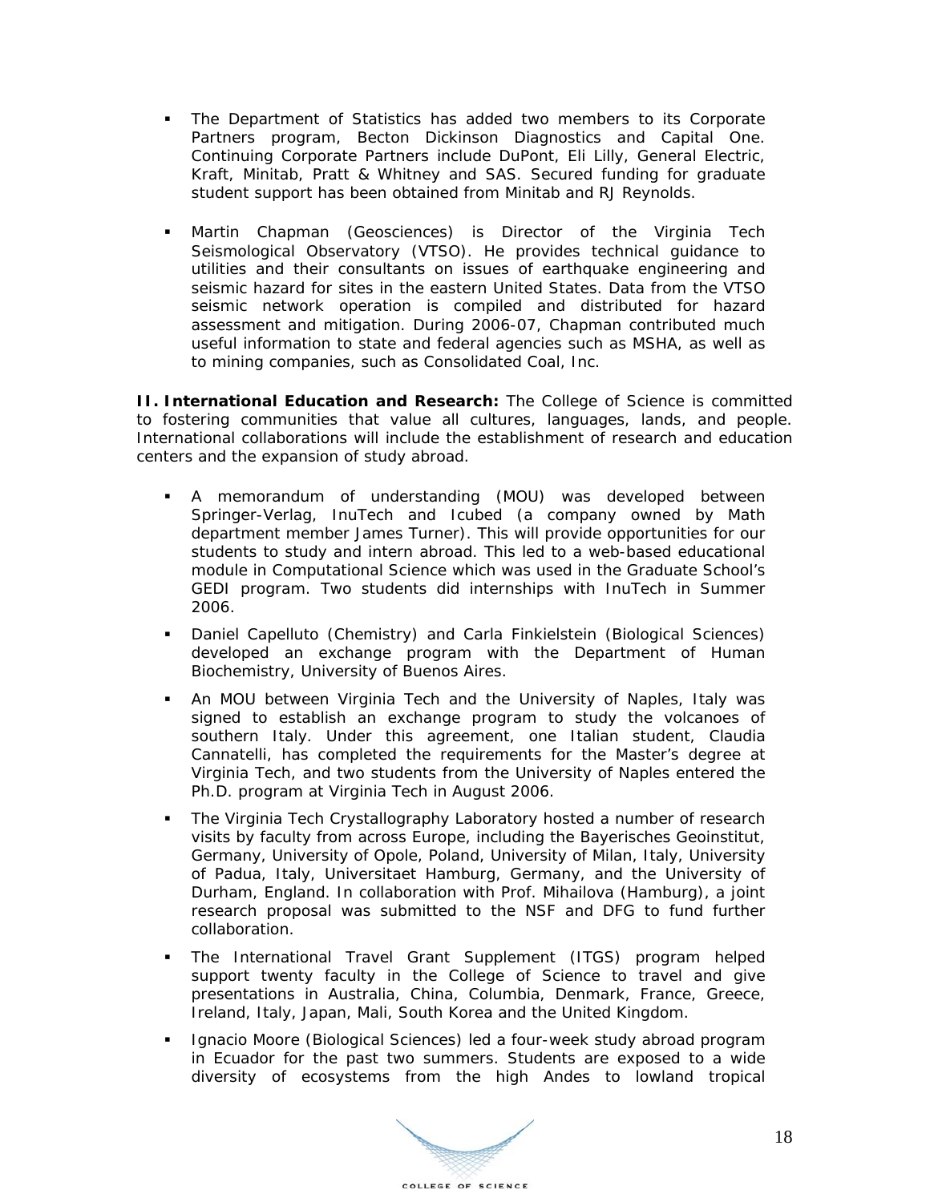- The Department of Statistics has added two members to its Corporate Partners program, Becton Dickinson Diagnostics and Capital One. Continuing Corporate Partners include DuPont, Eli Lilly, General Electric, Kraft, Minitab, Pratt & Whitney and SAS. Secured funding for graduate student support has been obtained from Minitab and RJ Reynolds.

- Martin Chapman (Geosciences) is Director of the Virginia Tech Seismological Observatory (VTSO). He provides technical guidance to utilities and their consultants on issues of earthquake engineering and seismic hazard for sites in the eastern United States. Data from the VTSO seismic network operation is compiled and distributed for hazard assessment and mitigation. During 2006-07, Chapman contributed much useful information to state and federal agencies such as MSHA, as well as to mining companies, such as Consolidated Coal, Inc.

**II. International Education and Research:** The College of Science is committed to fostering communities that value all cultures, languages, lands, and people. International collaborations will include the establishment of research and education centers and the expansion of study abroad.

- A memorandum of understanding (MOU) was developed between Springer-Verlag, InuTech and Icubed (a company owned by Math department member James Turner). This will provide opportunities for our students to study and intern abroad. This led to a web-based educational module in Computational Science which was used in the Graduate School's GEDI program. Two students did internships with InuTech in Summer 2006.
- Daniel Capelluto (Chemistry) and Carla Finkielstein (Biological Sciences) developed an exchange program with the Department of Human Biochemistry, University of Buenos Aires.
- An MOU between Virginia Tech and the University of Naples, Italy was signed to establish an exchange program to study the volcanoes of southern Italy. Under this agreement, one Italian student, Claudia Cannatelli, has completed the requirements for the Master's degree at Virginia Tech, and two students from the University of Naples entered the Ph.D. program at Virginia Tech in August 2006.
- The Virginia Tech Crystallography Laboratory hosted a number of research visits by faculty from across Europe, including the Bayerisches Geoinstitut, Germany, University of Opole, Poland, University of Milan, Italy, University of Padua, Italy, Universitaet Hamburg, Germany, and the University of Durham, England. In collaboration with Prof. Mihailova (Hamburg), a joint research proposal was submitted to the NSF and DFG to fund further collaboration.
- The International Travel Grant Supplement (ITGS) program helped support twenty faculty in the College of Science to travel and give presentations in Australia, China, Columbia, Denmark, France, Greece, Ireland, Italy, Japan, Mali, South Korea and the United Kingdom.
- Ignacio Moore (Biological Sciences) led a four-week study abroad program in Ecuador for the past two summers. Students are exposed to a wide diversity of ecosystems from the high Andes to lowland tropical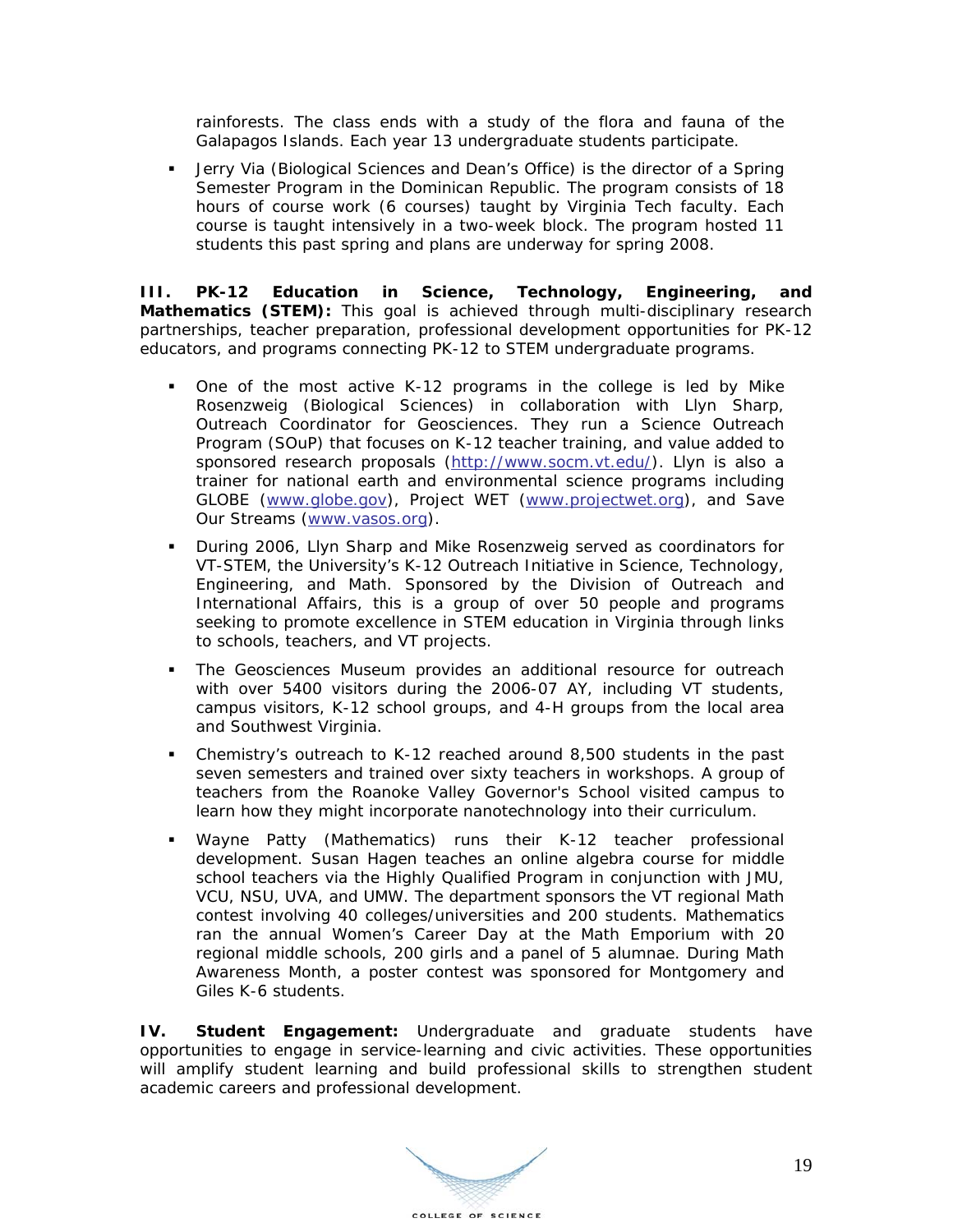rainforests. The class ends with a study of the flora and fauna of the Galapagos Islands. Each year 13 undergraduate students participate.

- Jerry Via (Biological Sciences and Dean's Office) is the director of a Spring Semester Program in the Dominican Republic. The program consists of 18 hours of course work (6 courses) taught by Virginia Tech faculty. Each course is taught intensively in a two-week block. The program hosted 11 students this past spring and plans are underway for spring 2008.

**III. PK-12 Education in Science, Technology, Engineering, and Mathematics (STEM):** This goal is achieved through multi-disciplinary research partnerships, teacher preparation, professional development opportunities for PK-12 educators, and programs connecting PK-12 to STEM undergraduate programs.

- One of the most active K-12 programs in the college is led by Mike Rosenzweig (Biological Sciences) in collaboration with Llyn Sharp, Outreach Coordinator for Geosciences. They run a Science Outreach Program (SOuP) that focuses on K-12 teacher training, and value added to sponsored research proposals (http://www.socm.vt.edu/). Llyn is also a trainer for national earth and environmental science programs including GLOBE (www.globe.gov), Project WET (www.projectwet.org), and Save Our Streams (www.vasos.org).
- During 2006, Llyn Sharp and Mike Rosenzweig served as coordinators for VT-STEM, the University's K-12 Outreach Initiative in Science, Technology, Engineering, and Math. Sponsored by the Division of Outreach and International Affairs, this is a group of over 50 people and programs seeking to promote excellence in STEM education in Virginia through links to schools, teachers, and VT projects.
- The Geosciences Museum provides an additional resource for outreach with over 5400 visitors during the 2006-07 AY, including VT students, campus visitors, K-12 school groups, and 4-H groups from the local area and Southwest Virginia.
- Chemistry's outreach to K-12 reached around 8,500 students in the past seven semesters and trained over sixty teachers in workshops. A group of teachers from the Roanoke Valley Governor's School visited campus to learn how they might incorporate nanotechnology into their curriculum.
- Wayne Patty (Mathematics) runs their K-12 teacher professional development. Susan Hagen teaches an online algebra course for middle school teachers via the Highly Qualified Program in conjunction with JMU, VCU, NSU, UVA, and UMW. The department sponsors the VT regional Math contest involving 40 colleges/universities and 200 students. Mathematics ran the annual Women's Career Day at the Math Emporium with 20 regional middle schools, 200 girls and a panel of 5 alumnae. During Math Awareness Month, a poster contest was sponsored for Montgomery and Giles K-6 students.

**IV. Student Engagement:** Undergraduate and graduate students have opportunities to engage in service-learning and civic activities. These opportunities will amplify student learning and build professional skills to strengthen student academic careers and professional development.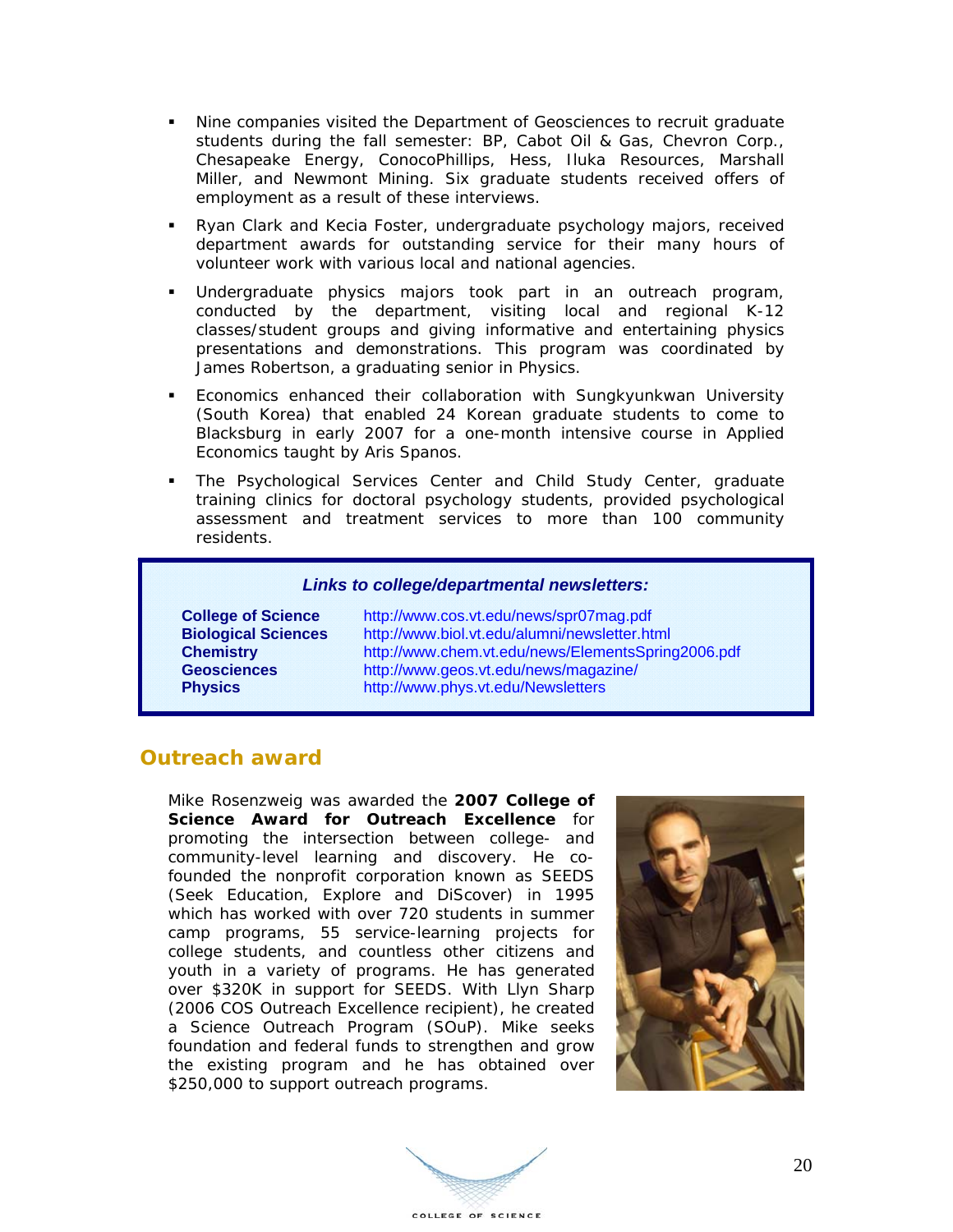- Nine companies visited the Department of Geosciences to recruit graduate students during the fall semester: BP, Cabot Oil & Gas, Chevron Corp., Chesapeake Energy, ConocoPhillips, Hess, Iluka Resources, Marshall Miller, and Newmont Mining. Six graduate students received offers of employment as a result of these interviews.
- Ryan Clark and Kecia Foster, undergraduate psychology majors, received department awards for outstanding service for their many hours of volunteer work with various local and national agencies.
- Undergraduate physics majors took part in an outreach program, conducted by the department, visiting local and regional K-12 classes/student groups and giving informative and entertaining physics presentations and demonstrations. This program was coordinated by James Robertson, a graduating senior in Physics.
- Economics enhanced their collaboration with Sungkyunkwan University (South Korea) that enabled 24 Korean graduate students to come to Blacksburg in early 2007 for a one-month intensive course in Applied Economics taught by Aris Spanos.
- The Psychological Services Center and Child Study Center, graduate training clinics for doctoral psychology students, provided psychological assessment and treatment services to more than 100 community residents.

***Links to college/departmental newsletters:***

| | |
|---|---|
| **College of Science** | http://www.cos.vt.edu/news/spr07mag.pdf |
| **Biological Sciences** | http://www.biol.vt.edu/alumni/newsletter.html |
| **Chemistry** | http://www.chem.vt.edu/news/ElementsSpring2006.pdf |
| **Geosciences** | http://www.geos.vt.edu/news/magazine/ |
| **Physics** | http://www.phys.vt.edu/Newsletters |

## Outreach award

Mike Rosenzweig was awarded the **2007 College of Science Award for Outreach Excellence** for promoting the intersection between college- and community-level learning and discovery. He co-founded the nonprofit corporation known as SEEDS (Seek Education, Explore and DiScover) in 1995 which has worked with over 720 students in summer camp programs, 55 service-learning projects for college students, and countless other citizens and youth in a variety of programs. He has generated over $320K in support for SEEDS. With Llyn Sharp (2006 COS Outreach Excellence recipient), he created a Science Outreach Program (SOuP). Mike seeks foundation and federal funds to strengthen and grow the existing program and he has obtained over $250,000 to support outreach programs.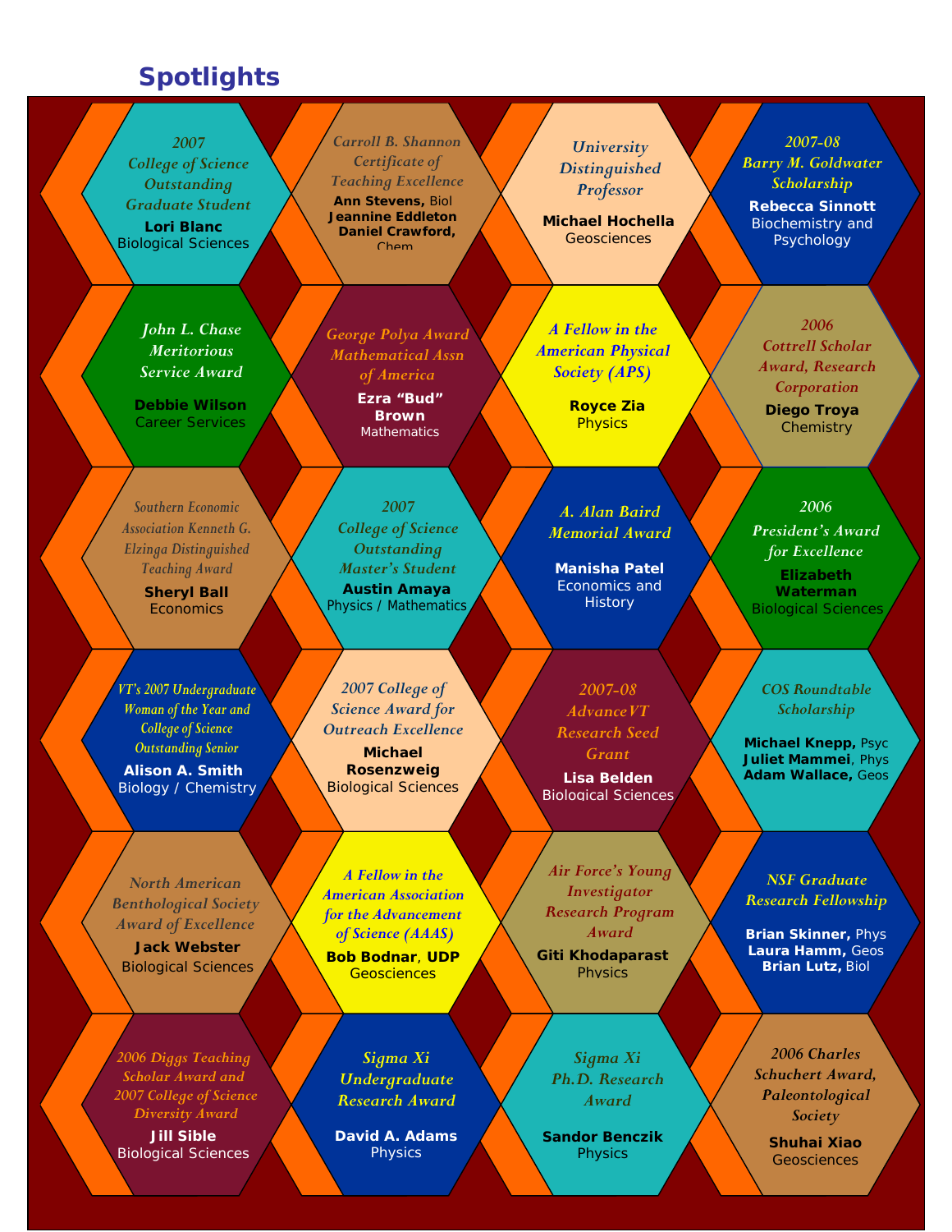# Spotlights

*2007 College of Science Outstanding Graduate Student*
**Lori Blanc**
Biological Sciences

*Carroll B. Shannon Certificate of Teaching Excellence*
**Ann Stevens,** Biol
**Jeannine Eddleton**
**Daniel Crawford,** Chem

*University Distinguished Professor*
**Michael Hochella**
Geosciences

*2007-08 Barry M. Goldwater Scholarship*
**Rebecca Sinnott**
Biochemistry and Psychology

*John L. Chase Meritorious Service Award*
**Debbie Wilson**
Career Services

*George Polya Award Mathematical Assn of America*
**Ezra "Bud" Brown**
Mathematics

*A Fellow in the American Physical Society (APS)*
**Royce Zia**
Physics

*2006 Cottrell Scholar Award, Research Corporation*
**Diego Troya**
Chemistry

*Southern Economic Association Kenneth G. Elzinga Distinguished Teaching Award*
**Sheryl Ball**
Economics

*2007 College of Science Outstanding Master's Student*
**Austin Amaya**
Physics / Mathematics

*A. Alan Baird Memorial Award*
**Manisha Patel**
Economics and History

*2006 President's Award for Excellence*
**Elizabeth Waterman**
Biological Sciences

*VT's 2007 Undergraduate Woman of the Year and College of Science Outstanding Senior*
**Alison A. Smith**
Biology / Chemistry

*2007 College of Science Award for Outreach Excellence*
**Michael Rosenzweig**
Biological Sciences

*2007-08 AdvanceVT Research Seed Grant*
**Lisa Belden**
Biological Sciences

*COS Roundtable Scholarship*
**Michael Knepp,** Psyc
**Juliet Mammei**, Phys
**Adam Wallace,** Geos

*North American Benthological Society Award of Excellence*
**Jack Webster**
Biological Sciences

*A Fellow in the American Association for the Advancement of Science (AAAS)*
**Bob Bodnar**, **UDP**
Geosciences

*Air Force's Young Investigator Research Program Award*
**Giti Khodaparast**
Physics

*NSF Graduate Research Fellowship*
**Brian Skinner,** Phys
**Laura Hamm,** Geos
**Brian Lutz,** Biol

*2006 Diggs Teaching Scholar Award and 2007 College of Science Diversity Award*
**Jill Sible**
Biological Sciences

*Sigma Xi Undergraduate Research Award*
**David A. Adams**
Physics

*Sigma Xi Ph.D. Research Award*
**Sandor Benczik**
Physics

*2006 Charles Schuchert Award, Paleontological Society*
**Shuhai Xiao**
Geosciences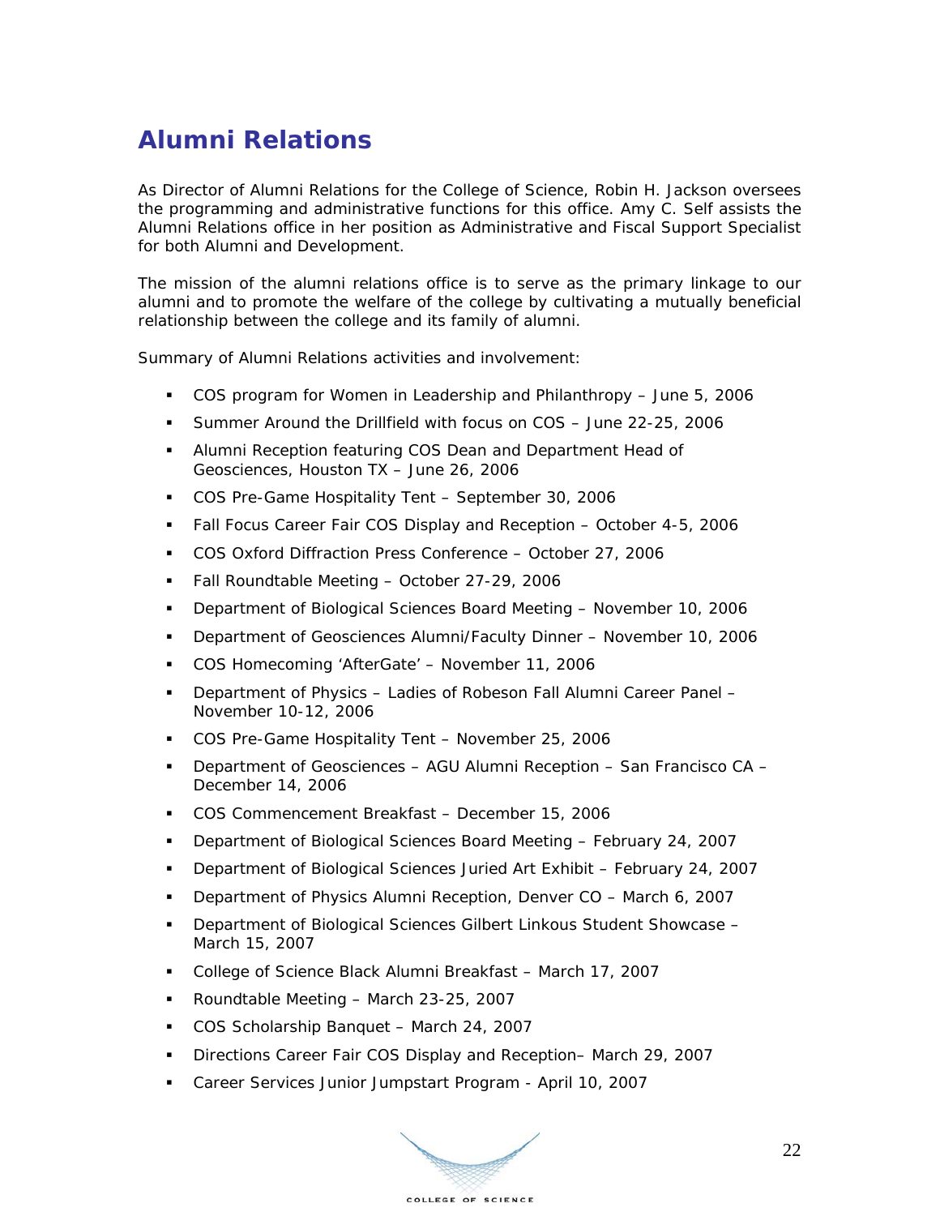## Alumni Relations

As Director of Alumni Relations for the College of Science, Robin H. Jackson oversees the programming and administrative functions for this office. Amy C. Self assists the Alumni Relations office in her position as Administrative and Fiscal Support Specialist for both Alumni and Development.

The mission of the alumni relations office is to serve as the primary linkage to our alumni and to promote the welfare of the college by cultivating a mutually beneficial relationship between the college and its family of alumni.

Summary of Alumni Relations activities and involvement:

- COS program for Women in Leadership and Philanthropy – June 5, 2006
- Summer Around the Drillfield with focus on COS – June 22-25, 2006
- Alumni Reception featuring COS Dean and Department Head of Geosciences, Houston TX – June 26, 2006
- COS Pre-Game Hospitality Tent – September 30, 2006
- Fall Focus Career Fair COS Display and Reception – October 4-5, 2006
- COS Oxford Diffraction Press Conference – October 27, 2006
- Fall Roundtable Meeting – October 27-29, 2006
- Department of Biological Sciences Board Meeting – November 10, 2006
- Department of Geosciences Alumni/Faculty Dinner – November 10, 2006
- COS Homecoming 'AfterGate' – November 11, 2006
- Department of Physics – Ladies of Robeson Fall Alumni Career Panel – November 10-12, 2006
- COS Pre-Game Hospitality Tent – November 25, 2006
- Department of Geosciences – AGU Alumni Reception – San Francisco CA – December 14, 2006
- COS Commencement Breakfast – December 15, 2006
- Department of Biological Sciences Board Meeting – February 24, 2007
- Department of Biological Sciences Juried Art Exhibit – February 24, 2007
- Department of Physics Alumni Reception, Denver CO – March 6, 2007
- Department of Biological Sciences Gilbert Linkous Student Showcase – March 15, 2007
- College of Science Black Alumni Breakfast – March 17, 2007
- Roundtable Meeting – March 23-25, 2007
- COS Scholarship Banquet – March 24, 2007
- Directions Career Fair COS Display and Reception– March 29, 2007
- Career Services Junior Jumpstart Program - April 10, 2007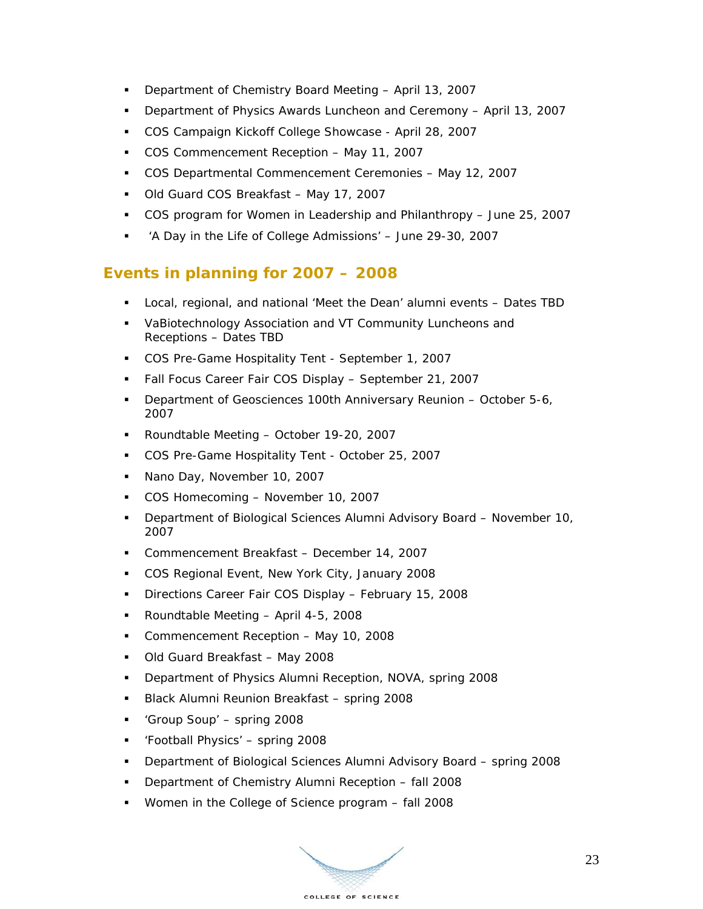- Department of Chemistry Board Meeting – April 13, 2007
- Department of Physics Awards Luncheon and Ceremony – April 13, 2007
- COS Campaign Kickoff College Showcase - April 28, 2007
- COS Commencement Reception – May 11, 2007
- COS Departmental Commencement Ceremonies – May 12, 2007
- Old Guard COS Breakfast – May 17, 2007
- COS program for Women in Leadership and Philanthropy – June 25, 2007
- 'A Day in the Life of College Admissions' – June 29-30, 2007

## Events in planning for 2007 – 2008

- Local, regional, and national 'Meet the Dean' alumni events – Dates TBD
- VaBiotechnology Association and VT Community Luncheons and Receptions – Dates TBD
- COS Pre-Game Hospitality Tent - September 1, 2007
- Fall Focus Career Fair COS Display – September 21, 2007
- Department of Geosciences 100th Anniversary Reunion – October 5-6, 2007
- Roundtable Meeting – October 19-20, 2007
- COS Pre-Game Hospitality Tent - October 25, 2007
- Nano Day, November 10, 2007
- COS Homecoming – November 10, 2007
- Department of Biological Sciences Alumni Advisory Board – November 10, 2007
- Commencement Breakfast – December 14, 2007
- COS Regional Event, New York City, January 2008
- Directions Career Fair COS Display – February 15, 2008
- Roundtable Meeting – April 4-5, 2008
- Commencement Reception – May 10, 2008
- Old Guard Breakfast – May 2008
- Department of Physics Alumni Reception, NOVA, spring 2008
- Black Alumni Reunion Breakfast – spring 2008
- 'Group Soup' – spring 2008
- 'Football Physics' – spring 2008
- Department of Biological Sciences Alumni Advisory Board – spring 2008
- Department of Chemistry Alumni Reception – fall 2008
- Women in the College of Science program – fall 2008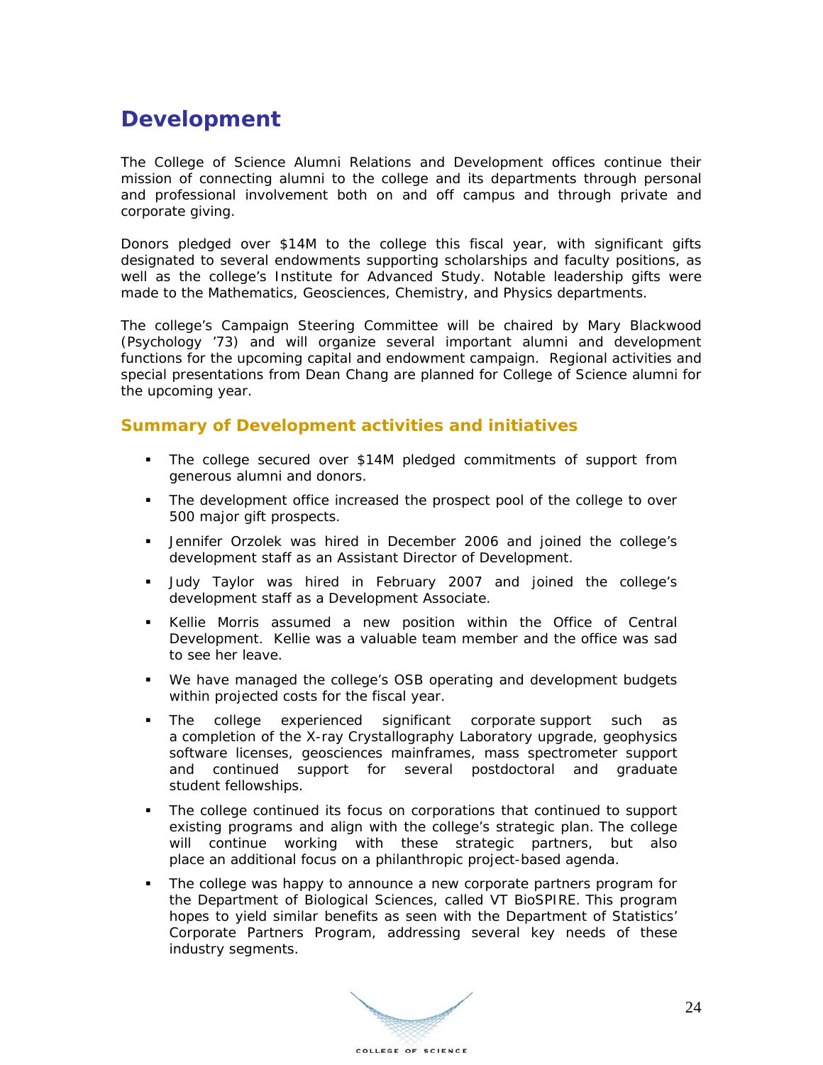# Development

The College of Science Alumni Relations and Development offices continue their mission of connecting alumni to the college and its departments through personal and professional involvement both on and off campus and through private and corporate giving.

Donors pledged over $14M to the college this fiscal year, with significant gifts designated to several endowments supporting scholarships and faculty positions, as well as the college's Institute for Advanced Study. Notable leadership gifts were made to the Mathematics, Geosciences, Chemistry, and Physics departments.

The college's Campaign Steering Committee will be chaired by Mary Blackwood (Psychology '73) and will organize several important alumni and development functions for the upcoming capital and endowment campaign. Regional activities and special presentations from Dean Chang are planned for College of Science alumni for the upcoming year.

## Summary of Development activities and initiatives

- The college secured over $14M pledged commitments of support from generous alumni and donors.
- The development office increased the prospect pool of the college to over 500 major gift prospects.
- Jennifer Orzolek was hired in December 2006 and joined the college's development staff as an Assistant Director of Development.
- Judy Taylor was hired in February 2007 and joined the college's development staff as a Development Associate.
- Kellie Morris assumed a new position within the Office of Central Development. Kellie was a valuable team member and the office was sad to see her leave.
- We have managed the college's OSB operating and development budgets within projected costs for the fiscal year.
- The college experienced significant corporate support such as a completion of the X-ray Crystallography Laboratory upgrade, geophysics software licenses, geosciences mainframes, mass spectrometer support and continued support for several postdoctoral and graduate student fellowships.
- The college continued its focus on corporations that continued to support existing programs and align with the college's strategic plan. The college will continue working with these strategic partners, but also place an additional focus on a philanthropic project-based agenda.
- The college was happy to announce a new corporate partners program for the Department of Biological Sciences, called VT BioSPIRE. This program hopes to yield similar benefits as seen with the Department of Statistics' Corporate Partners Program, addressing several key needs of these industry segments.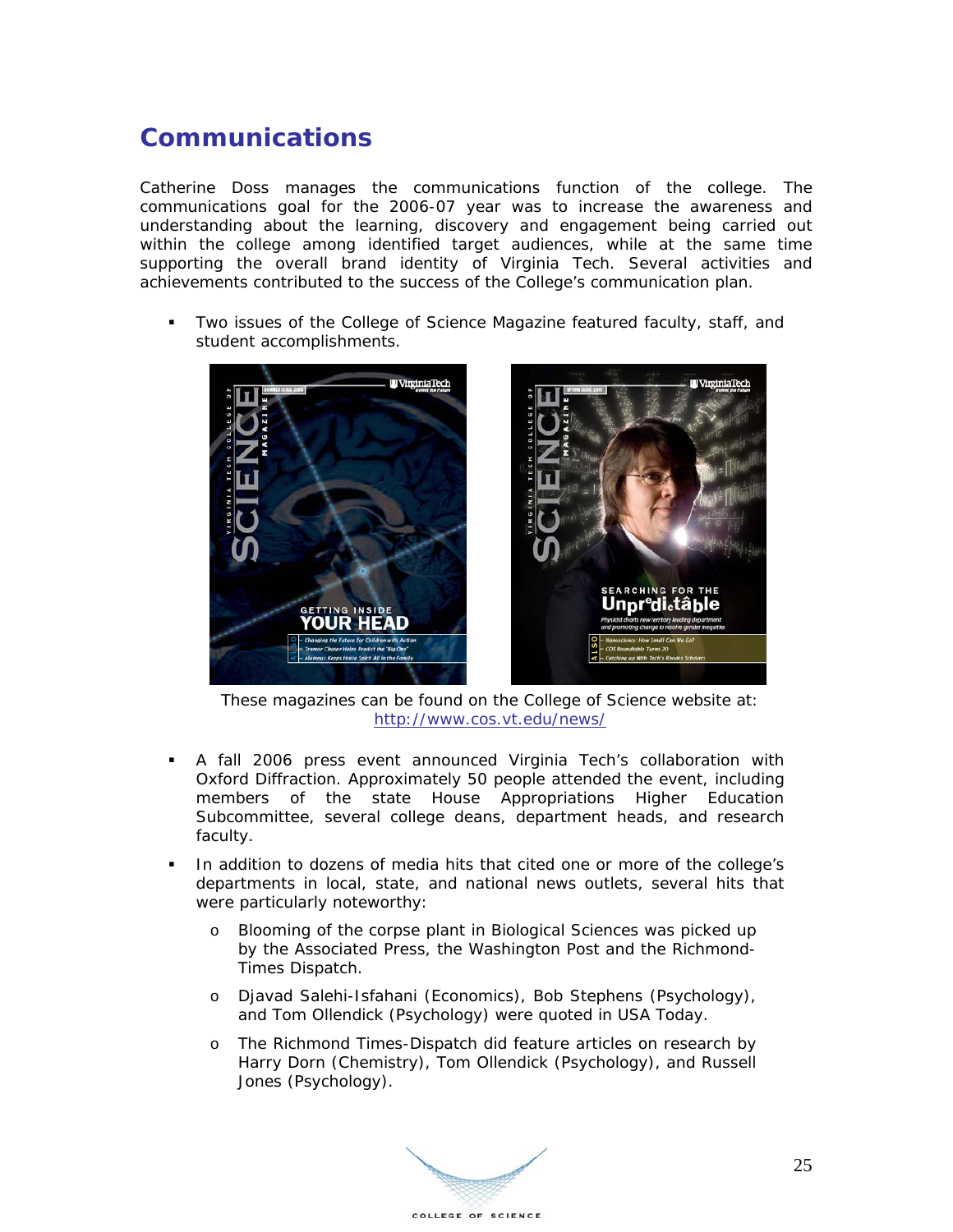# Communications

Catherine Doss manages the communications function of the college. The communications goal for the 2006-07 year was to increase the awareness and understanding about the learning, discovery and engagement being carried out within the college among identified target audiences, while at the same time supporting the overall brand identity of Virginia Tech. Several activities and achievements contributed to the success of the College's communication plan.

- Two issues of the College of Science Magazine featured faculty, staff, and student accomplishments.

These magazines can be found on the College of Science website at: http://www.cos.vt.edu/news/

- A fall 2006 press event announced Virginia Tech's collaboration with Oxford Diffraction. Approximately 50 people attended the event, including members of the state House Appropriations Higher Education Subcommittee, several college deans, department heads, and research faculty.
- In addition to dozens of media hits that cited one or more of the college's departments in local, state, and national news outlets, several hits that were particularly noteworthy:
  - Blooming of the corpse plant in Biological Sciences was picked up by the Associated Press, the Washington Post and the Richmond-Times Dispatch.
  - Djavad Salehi-Isfahani (Economics), Bob Stephens (Psychology), and Tom Ollendick (Psychology) were quoted in USA Today.
  - The Richmond Times-Dispatch did feature articles on research by Harry Dorn (Chemistry), Tom Ollendick (Psychology), and Russell Jones (Psychology).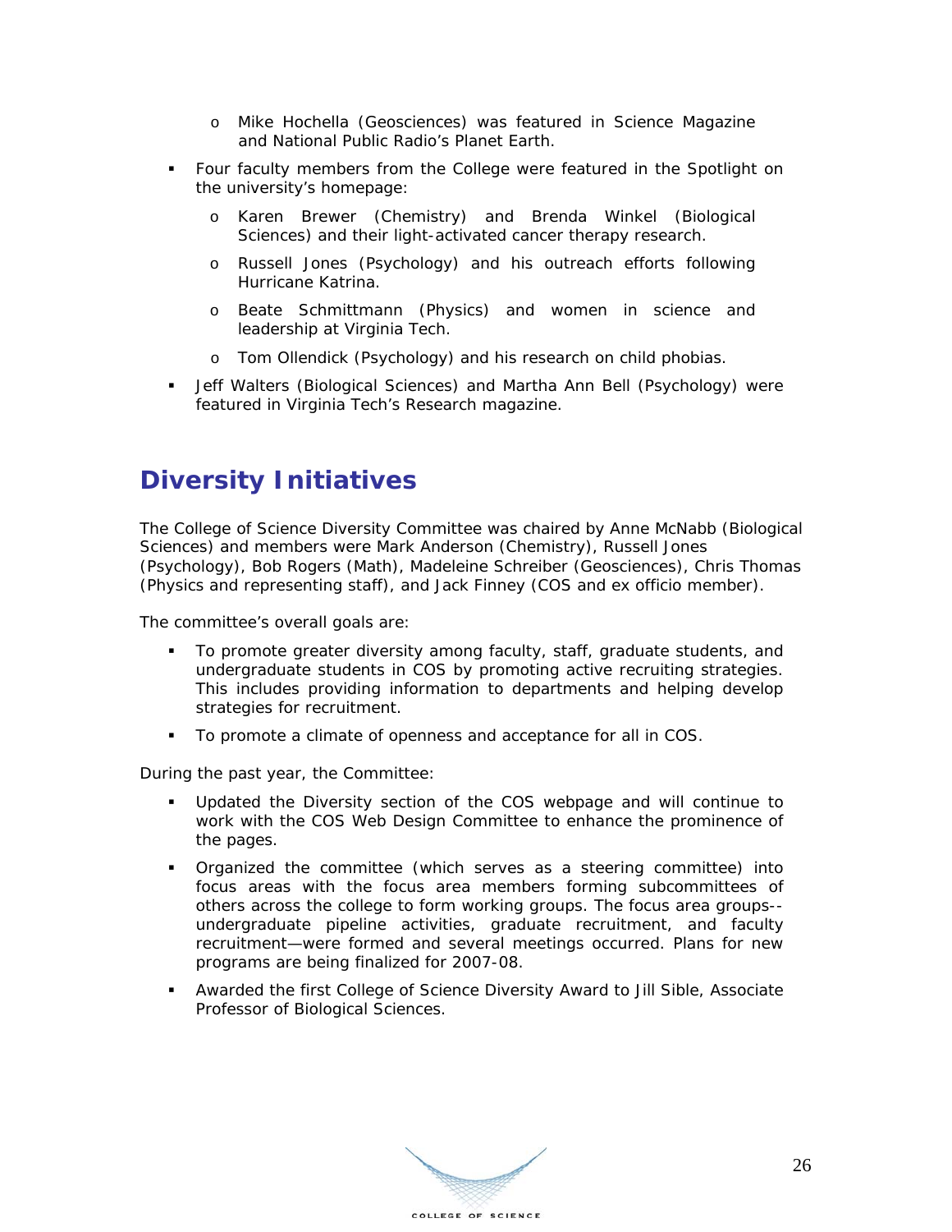- Mike Hochella (Geosciences) was featured in Science Magazine and National Public Radio's Planet Earth.

- Four faculty members from the College were featured in the Spotlight on the university's homepage:
  - Karen Brewer (Chemistry) and Brenda Winkel (Biological Sciences) and their light-activated cancer therapy research.
  - Russell Jones (Psychology) and his outreach efforts following Hurricane Katrina.
  - Beate Schmittmann (Physics) and women in science and leadership at Virginia Tech.
  - Tom Ollendick (Psychology) and his research on child phobias.

- Jeff Walters (Biological Sciences) and Martha Ann Bell (Psychology) were featured in Virginia Tech's Research magazine.

# Diversity Initiatives

The College of Science Diversity Committee was chaired by Anne McNabb (Biological Sciences) and members were Mark Anderson (Chemistry), Russell Jones (Psychology), Bob Rogers (Math), Madeleine Schreiber (Geosciences), Chris Thomas (Physics and representing staff), and Jack Finney (COS and ex officio member).

The committee's overall goals are:

- To promote greater diversity among faculty, staff, graduate students, and undergraduate students in COS by promoting active recruiting strategies. This includes providing information to departments and helping develop strategies for recruitment.
- To promote a climate of openness and acceptance for all in COS.

During the past year, the Committee:

- Updated the Diversity section of the COS webpage and will continue to work with the COS Web Design Committee to enhance the prominence of the pages.
- Organized the committee (which serves as a steering committee) into focus areas with the focus area members forming subcommittees of others across the college to form working groups. The focus area groups--undergraduate pipeline activities, graduate recruitment, and faculty recruitment—were formed and several meetings occurred. Plans for new programs are being finalized for 2007-08.
- Awarded the first College of Science Diversity Award to Jill Sible, Associate Professor of Biological Sciences.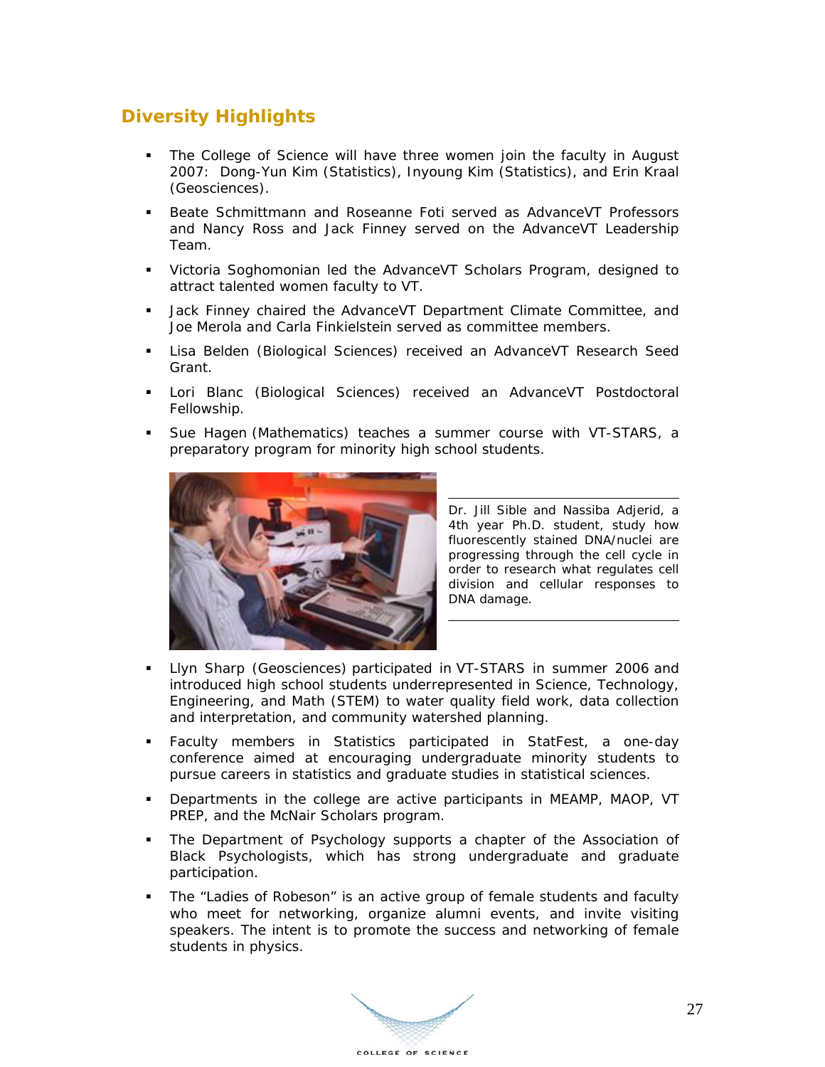## Diversity Highlights

- The College of Science will have three women join the faculty in August 2007: Dong-Yun Kim (Statistics), Inyoung Kim (Statistics), and Erin Kraal (Geosciences).
- Beate Schmittmann and Roseanne Foti served as AdvanceVT Professors and Nancy Ross and Jack Finney served on the AdvanceVT Leadership Team.
- Victoria Soghomonian led the AdvanceVT Scholars Program, designed to attract talented women faculty to VT.
- Jack Finney chaired the AdvanceVT Department Climate Committee, and Joe Merola and Carla Finkielstein served as committee members.
- Lisa Belden (Biological Sciences) received an AdvanceVT Research Seed Grant.
- Lori Blanc (Biological Sciences) received an AdvanceVT Postdoctoral Fellowship.
- Sue Hagen (Mathematics) teaches a summer course with VT-STARS, a preparatory program for minority high school students.

Dr. Jill Sible and Nassiba Adjerid, a 4th year Ph.D. student, study how fluorescently stained DNA/nuclei are progressing through the cell cycle in order to research what regulates cell division and cellular responses to DNA damage.

- Llyn Sharp (Geosciences) participated in VT-STARS in summer 2006 and introduced high school students underrepresented in Science, Technology, Engineering, and Math (STEM) to water quality field work, data collection and interpretation, and community watershed planning.
- Faculty members in Statistics participated in StatFest, a one-day conference aimed at encouraging undergraduate minority students to pursue careers in statistics and graduate studies in statistical sciences.
- Departments in the college are active participants in MEAMP, MAOP, VT PREP, and the McNair Scholars program.
- The Department of Psychology supports a chapter of the Association of Black Psychologists, which has strong undergraduate and graduate participation.
- The "Ladies of Robeson" is an active group of female students and faculty who meet for networking, organize alumni events, and invite visiting speakers. The intent is to promote the success and networking of female students in physics.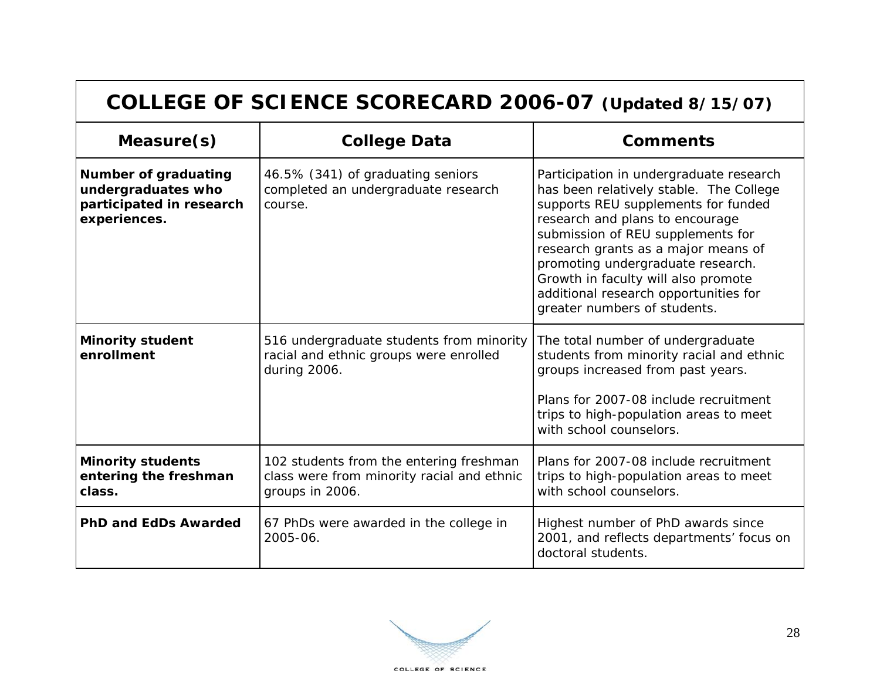| COLLEGE OF SCIENCE SCORECARD 2006-07 (Updated 8/15/07) | | |
|---|---|---|
| **Measure(s)** | **College Data** | **Comments** |
| **Number of graduating undergraduates who participated in research experiences.** | 46.5% (341) of graduating seniors completed an undergraduate research course. | Participation in undergraduate research has been relatively stable. The College supports REU supplements for funded research and plans to encourage submission of REU supplements for research grants as a major means of promoting undergraduate research. Growth in faculty will also promote additional research opportunities for greater numbers of students. |
| **Minority student enrollment** | 516 undergraduate students from minority racial and ethnic groups were enrolled during 2006. | The total number of undergraduate students from minority racial and ethnic groups increased from past years.<br><br>Plans for 2007-08 include recruitment trips to high-population areas to meet with school counselors. |
| **Minority students entering the freshman class.** | 102 students from the entering freshman class were from minority racial and ethnic groups in 2006. | Plans for 2007-08 include recruitment trips to high-population areas to meet with school counselors. |
| **PhD and EdDs Awarded** | 67 PhDs were awarded in the college in 2005-06. | Highest number of PhD awards since 2001, and reflects departments' focus on doctoral students. |

COLLEGE OF SCIENCE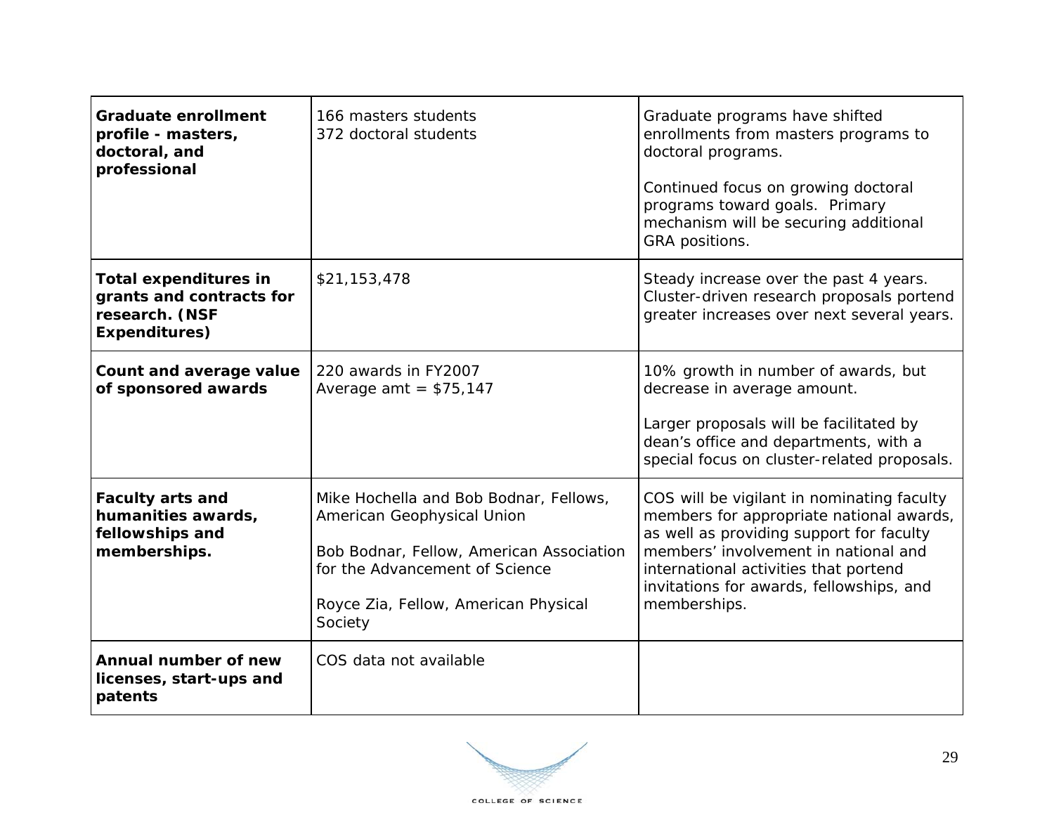| **Graduate enrollment profile - masters, doctoral, and professional** | 166 masters students<br>372 doctoral students | Graduate programs have shifted enrollments from masters programs to doctoral programs.<br><br>Continued focus on growing doctoral programs toward goals. Primary mechanism will be securing additional GRA positions. |
|---|---|---|
| **Total expenditures in grants and contracts for research. (NSF Expenditures)** | $21,153,478 | Steady increase over the past 4 years. Cluster-driven research proposals portend greater increases over next several years. |
| **Count and average value of sponsored awards** | 220 awards in FY2007<br>Average amt = $75,147 | 10% growth in number of awards, but decrease in average amount.<br><br>Larger proposals will be facilitated by dean's office and departments, with a special focus on cluster-related proposals. |
| **Faculty arts and humanities awards, fellowships and memberships.** | Mike Hochella and Bob Bodnar, Fellows, American Geophysical Union<br><br>Bob Bodnar, Fellow, American Association for the Advancement of Science<br><br>Royce Zia, Fellow, American Physical Society | COS will be vigilant in nominating faculty members for appropriate national awards, as well as providing support for faculty members' involvement in national and international activities that portend invitations for awards, fellowships, and memberships. |
| **Annual number of new licenses, start-ups and patents** | COS data not available | |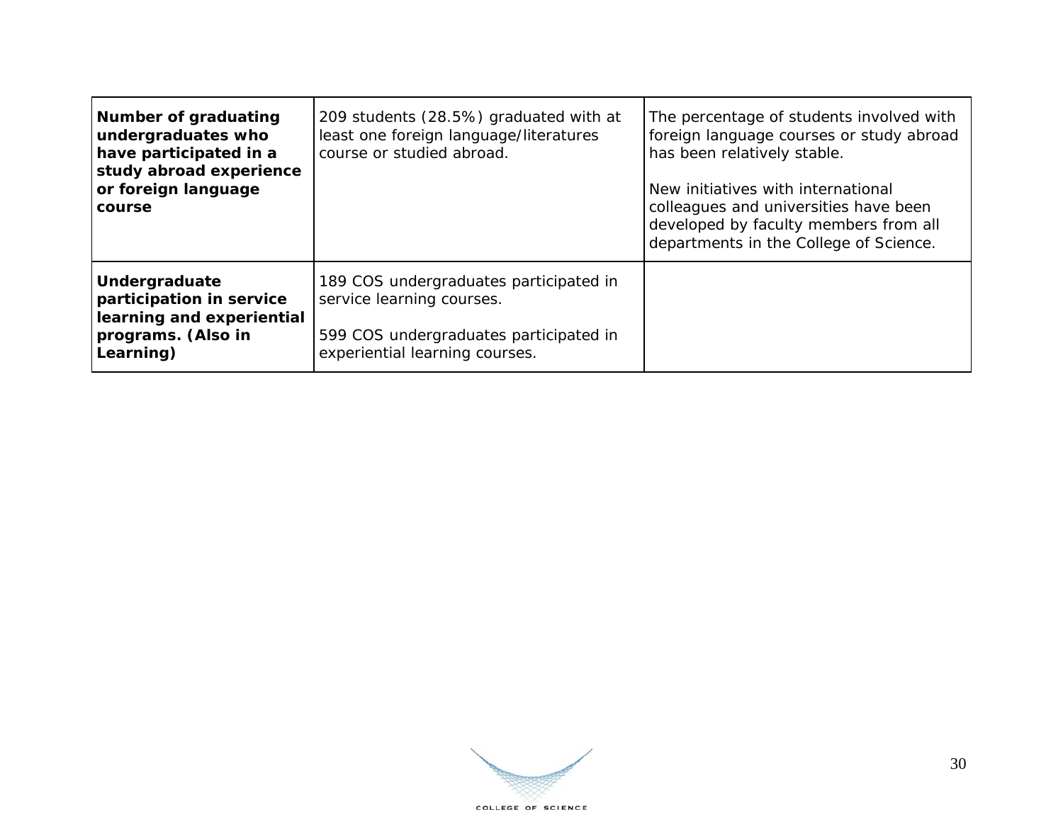| **Number of graduating undergraduates who have participated in a study abroad experience or foreign language course** | 209 students (28.5%) graduated with at least one foreign language/literatures course or studied abroad. | The percentage of students involved with foreign language courses or study abroad has been relatively stable.<br><br>New initiatives with international colleagues and universities have been developed by faculty members from all departments in the College of Science. |
|---|---|---|
| **Undergraduate participation in service learning and experiential programs. (Also in Learning)** | 189 COS undergraduates participated in service learning courses.<br><br>599 COS undergraduates participated in experiential learning courses. | |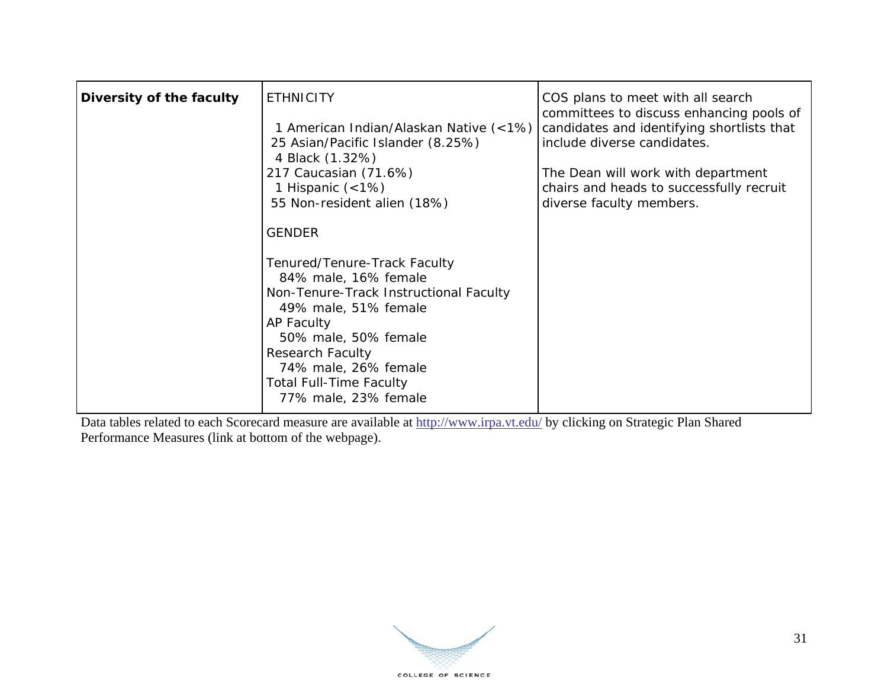| | | |
|---|---|---|
| **Diversity of the faculty** | ETHNICITY<br><br>1 American Indian/Alaskan Native (<1%)<br>25 Asian/Pacific Islander (8.25%)<br>4 Black (1.32%)<br>217 Caucasian (71.6%)<br>1 Hispanic (<1%)<br>55 Non-resident alien (18%)<br><br>GENDER<br><br>Tenured/Tenure-Track Faculty<br>84% male, 16% female<br>Non-Tenure-Track Instructional Faculty<br>49% male, 51% female<br>AP Faculty<br>50% male, 50% female<br>Research Faculty<br>74% male, 26% female<br>Total Full-Time Faculty<br>77% male, 23% female | COS plans to meet with all search committees to discuss enhancing pools of candidates and identifying shortlists that include diverse candidates.<br><br>The Dean will work with department chairs and heads to successfully recruit diverse faculty members. |

Data tables related to each Scorecard measure are available at http://www.irpa.vt.edu/ by clicking on Strategic Plan Shared Performance Measures (link at bottom of the webpage).

COLLEGE OF SCIENCE